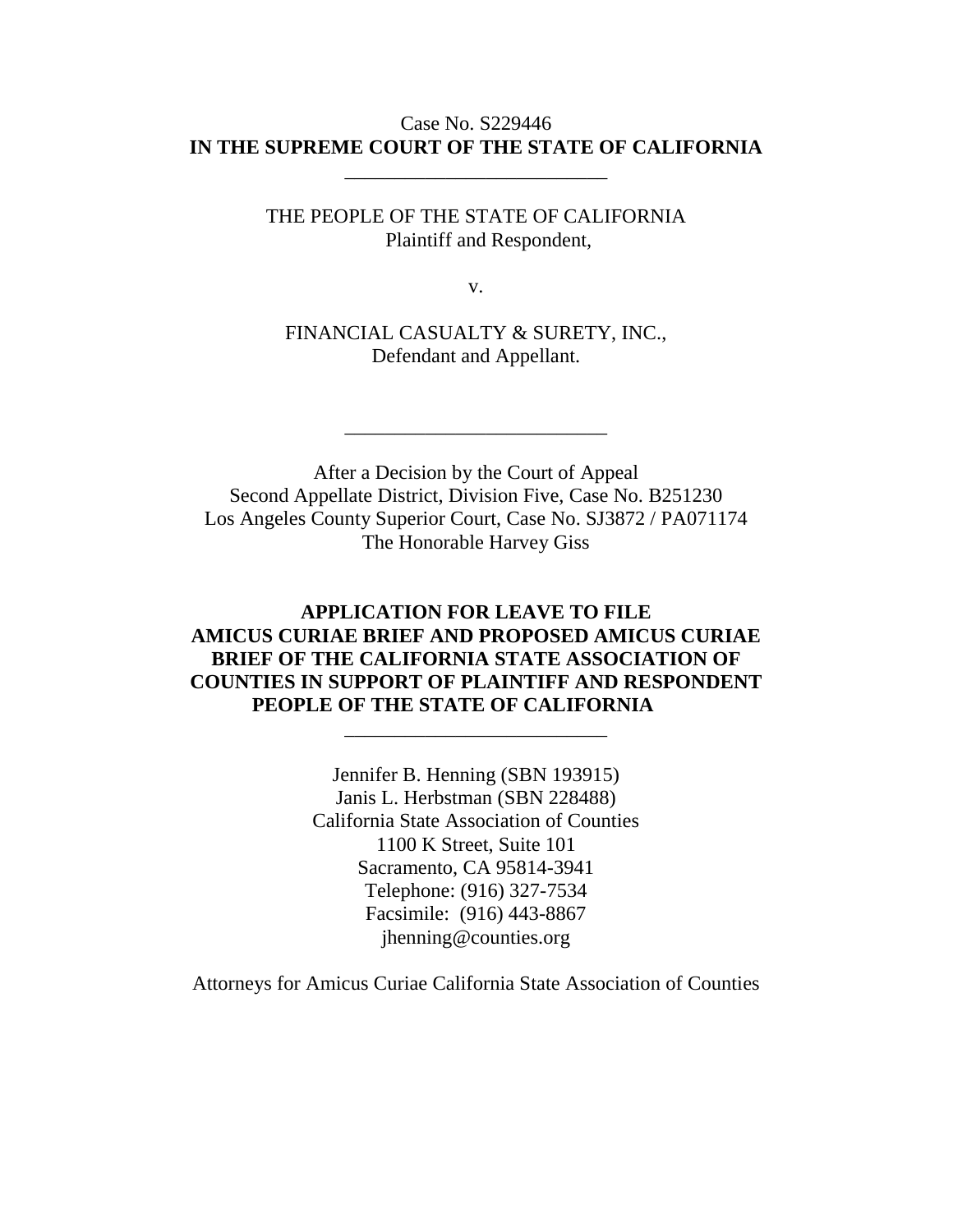Case No. S229446

**IN THE SUPREME COURT OF THE STATE OF CALIFORNIA**

---

THE PEOPLE OF THE STATE OF CALIFORNIA
Plaintiff and Respondent,

v.

FINANCIAL CASUALTY & SURETY, INC.,
Defendant and Appellant.

---

After a Decision by the Court of Appeal
Second Appellate District, Division Five, Case No. B251230
Los Angeles County Superior Court, Case No. SJ3872 / PA071174
The Honorable Harvey Giss

**APPLICATION FOR LEAVE TO FILE AMICUS CURIAE BRIEF AND PROPOSED AMICUS CURIAE BRIEF OF THE CALIFORNIA STATE ASSOCIATION OF COUNTIES IN SUPPORT OF PLAINTIFF AND RESPONDENT PEOPLE OF THE STATE OF CALIFORNIA**

---

Jennifer B. Henning (SBN 193915)
Janis L. Herbstman (SBN 228488)
California State Association of Counties
1100 K Street, Suite 101
Sacramento, CA 95814-3941
Telephone: (916) 327-7534
Facsimile: (916) 443-8867
jhenning@counties.org

Attorneys for Amicus Curiae California State Association of Counties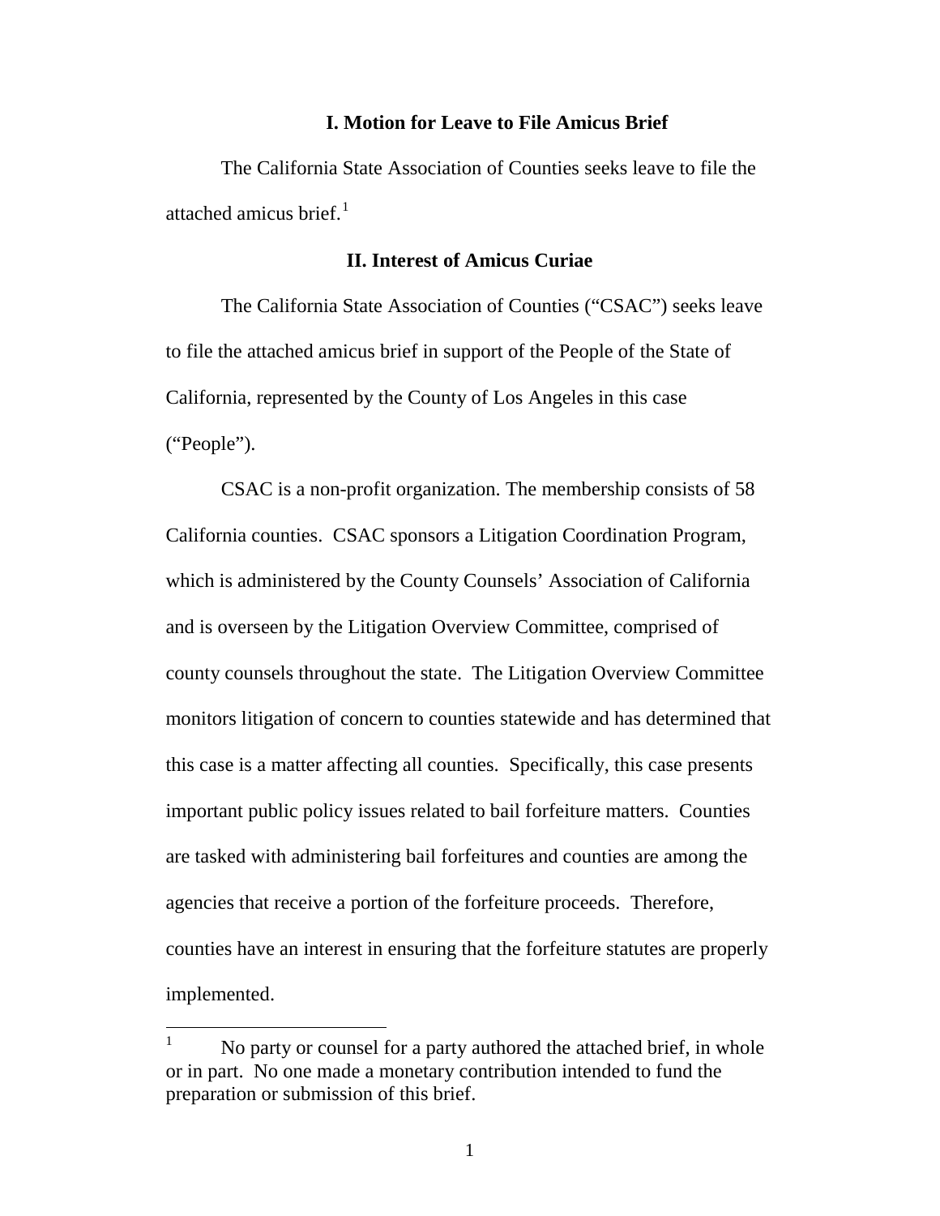## I. Motion for Leave to File Amicus Brief

The California State Association of Counties seeks leave to file the attached amicus brief.[1]

## II. Interest of Amicus Curiae

The California State Association of Counties ("CSAC") seeks leave to file the attached amicus brief in support of the People of the State of California, represented by the County of Los Angeles in this case ("People").

CSAC is a non-profit organization. The membership consists of 58 California counties. CSAC sponsors a Litigation Coordination Program, which is administered by the County Counsels' Association of California and is overseen by the Litigation Overview Committee, comprised of county counsels throughout the state. The Litigation Overview Committee monitors litigation of concern to counties statewide and has determined that this case is a matter affecting all counties. Specifically, this case presents important public policy issues related to bail forfeiture matters. Counties are tasked with administering bail forfeitures and counties are among the agencies that receive a portion of the forfeiture proceeds. Therefore, counties have an interest in ensuring that the forfeiture statutes are properly implemented.

[1] No party or counsel for a party authored the attached brief, in whole or in part. No one made a monetary contribution intended to fund the preparation or submission of this brief.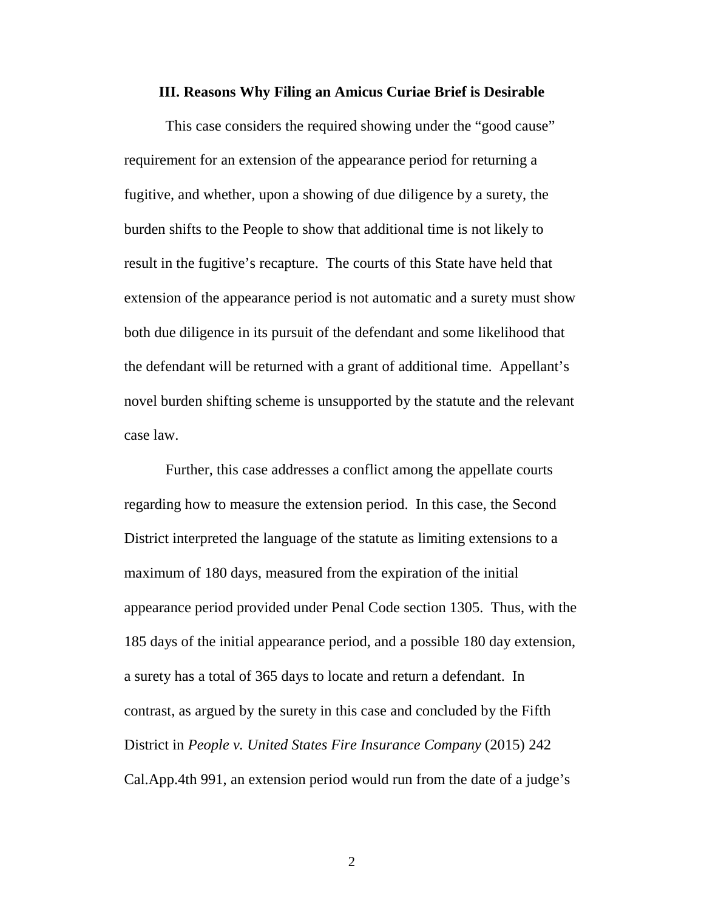### III. Reasons Why Filing an Amicus Curiae Brief is Desirable

This case considers the required showing under the "good cause" requirement for an extension of the appearance period for returning a fugitive, and whether, upon a showing of due diligence by a surety, the burden shifts to the People to show that additional time is not likely to result in the fugitive's recapture. The courts of this State have held that extension of the appearance period is not automatic and a surety must show both due diligence in its pursuit of the defendant and some likelihood that the defendant will be returned with a grant of additional time. Appellant's novel burden shifting scheme is unsupported by the statute and the relevant case law.

Further, this case addresses a conflict among the appellate courts regarding how to measure the extension period. In this case, the Second District interpreted the language of the statute as limiting extensions to a maximum of 180 days, measured from the expiration of the initial appearance period provided under Penal Code section 1305. Thus, with the 185 days of the initial appearance period, and a possible 180 day extension, a surety has a total of 365 days to locate and return a defendant. In contrast, as argued by the surety in this case and concluded by the Fifth District in *People v. United States Fire Insurance Company* (2015) 242 Cal.App.4th 991, an extension period would run from the date of a judge's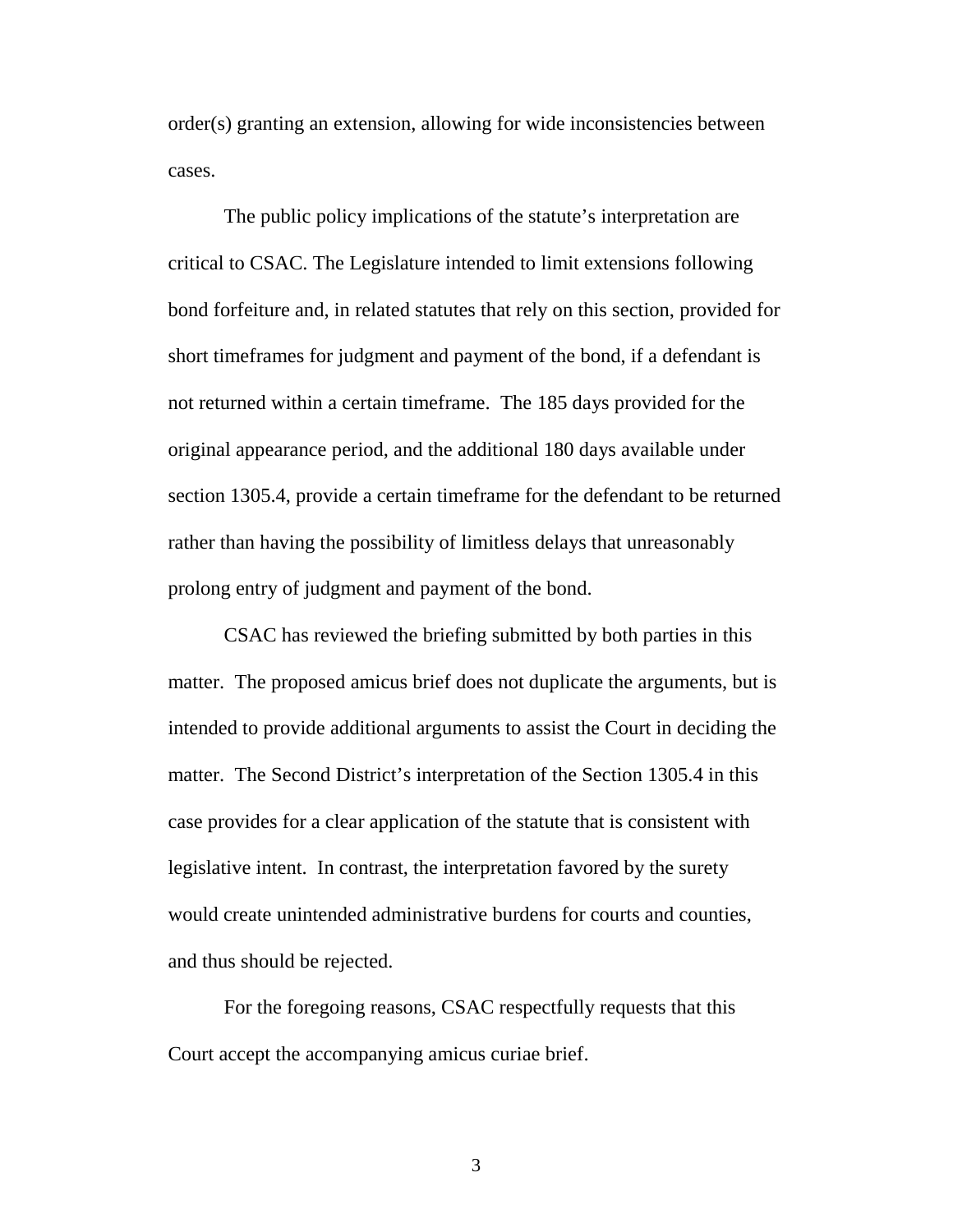order(s) granting an extension, allowing for wide inconsistencies between cases.

The public policy implications of the statute's interpretation are critical to CSAC. The Legislature intended to limit extensions following bond forfeiture and, in related statutes that rely on this section, provided for short timeframes for judgment and payment of the bond, if a defendant is not returned within a certain timeframe. The 185 days provided for the original appearance period, and the additional 180 days available under section 1305.4, provide a certain timeframe for the defendant to be returned rather than having the possibility of limitless delays that unreasonably prolong entry of judgment and payment of the bond.

CSAC has reviewed the briefing submitted by both parties in this matter. The proposed amicus brief does not duplicate the arguments, but is intended to provide additional arguments to assist the Court in deciding the matter. The Second District's interpretation of the Section 1305.4 in this case provides for a clear application of the statute that is consistent with legislative intent. In contrast, the interpretation favored by the surety would create unintended administrative burdens for courts and counties, and thus should be rejected.

For the foregoing reasons, CSAC respectfully requests that this Court accept the accompanying amicus curiae brief.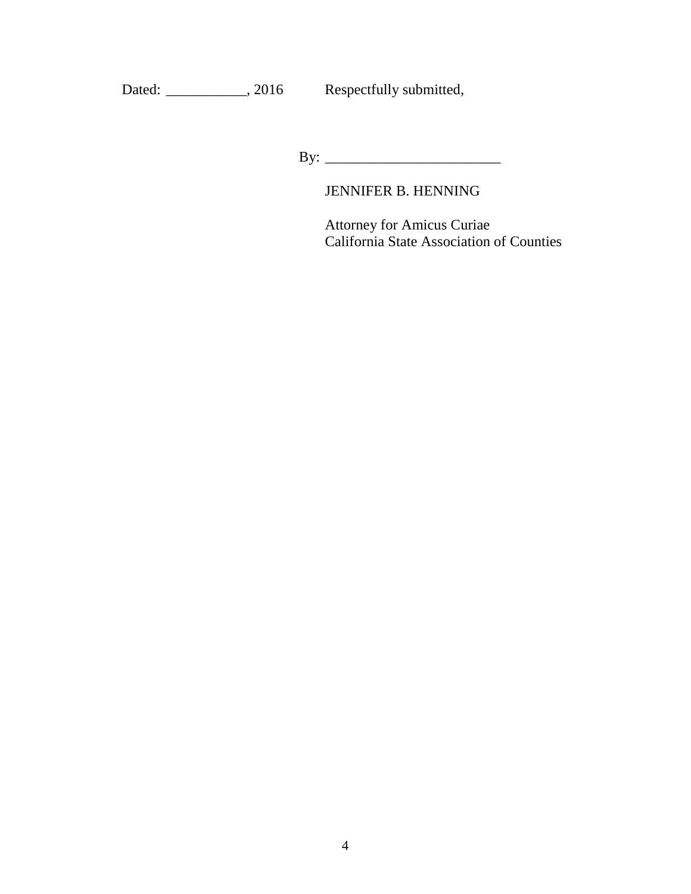Dated: ___________, 2016 Respectfully submitted,

By: ________________________

JENNIFER B. HENNING

Attorney for Amicus Curiae
California State Association of Counties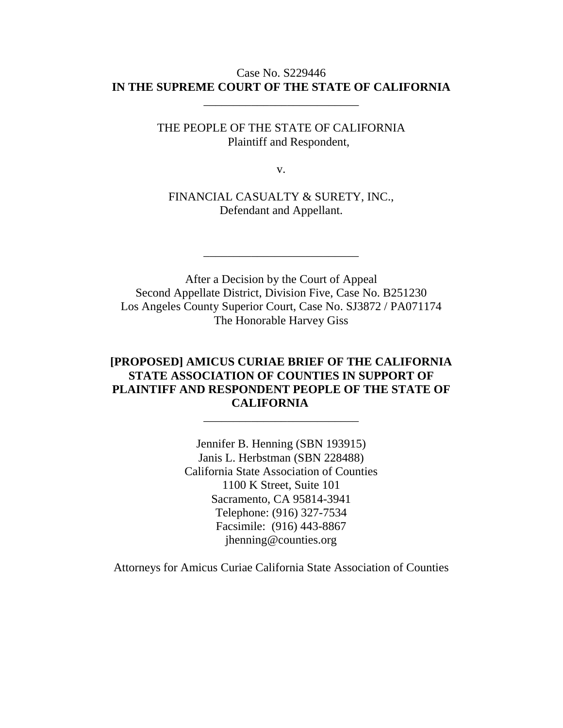Case No. S229446

**IN THE SUPREME COURT OF THE STATE OF CALIFORNIA**

---

THE PEOPLE OF THE STATE OF CALIFORNIA
Plaintiff and Respondent,

v.

FINANCIAL CASUALTY & SURETY, INC.,
Defendant and Appellant.

---

After a Decision by the Court of Appeal
Second Appellate District, Division Five, Case No. B251230
Los Angeles County Superior Court, Case No. SJ3872 / PA071174
The Honorable Harvey Giss

**[PROPOSED] AMICUS CURIAE BRIEF OF THE CALIFORNIA STATE ASSOCIATION OF COUNTIES IN SUPPORT OF PLAINTIFF AND RESPONDENT PEOPLE OF THE STATE OF CALIFORNIA**

---

Jennifer B. Henning (SBN 193915)
Janis L. Herbstman (SBN 228488)
California State Association of Counties
1100 K Street, Suite 101
Sacramento, CA 95814-3941
Telephone: (916) 327-7534
Facsimile: (916) 443-8867
jhenning@counties.org

Attorneys for Amicus Curiae California State Association of Counties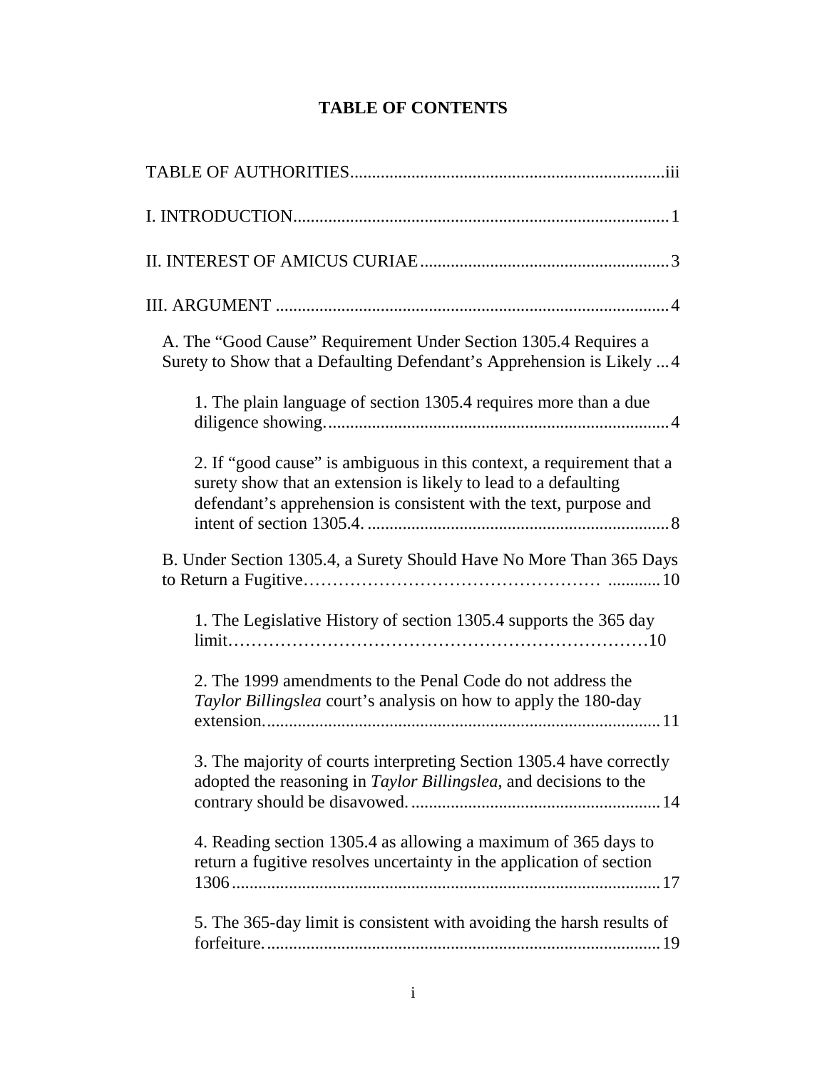## TABLE OF CONTENTS

TABLE OF AUTHORITIES ........................................................................ iii

I. INTRODUCTION ........................................................................ 1

II. INTEREST OF AMICUS CURIAE ........................................................................ 3

III. ARGUMENT ........................................................................ 4

- A. The "Good Cause" Requirement Under Section 1305.4 Requires a Surety to Show that a Defaulting Defendant's Apprehension is Likely ... 4
  - 1. The plain language of section 1305.4 requires more than a due diligence showing. ........................................................................ 4
  - 2. If "good cause" is ambiguous in this context, a requirement that a surety show that an extension is likely to lead to a defaulting defendant's apprehension is consistent with the text, purpose and intent of section 1305.4. ........................................................................ 8
- B. Under Section 1305.4, a Surety Should Have No More Than 365 Days to Return a Fugitive ........................................................................ 10
  - 1. The Legislative History of section 1305.4 supports the 365 day limit ........................................................................ 10
  - 2. The 1999 amendments to the Penal Code do not address the *Taylor Billingslea* court's analysis on how to apply the 180-day extension. ........................................................................ 11
  - 3. The majority of courts interpreting Section 1305.4 have correctly adopted the reasoning in *Taylor Billingslea*, and decisions to the contrary should be disavowed. ........................................................................ 14
  - 4. Reading section 1305.4 as allowing a maximum of 365 days to return a fugitive resolves uncertainty in the application of section 1306 ........................................................................ 17
  - 5. The 365-day limit is consistent with avoiding the harsh results of forfeiture. ........................................................................ 19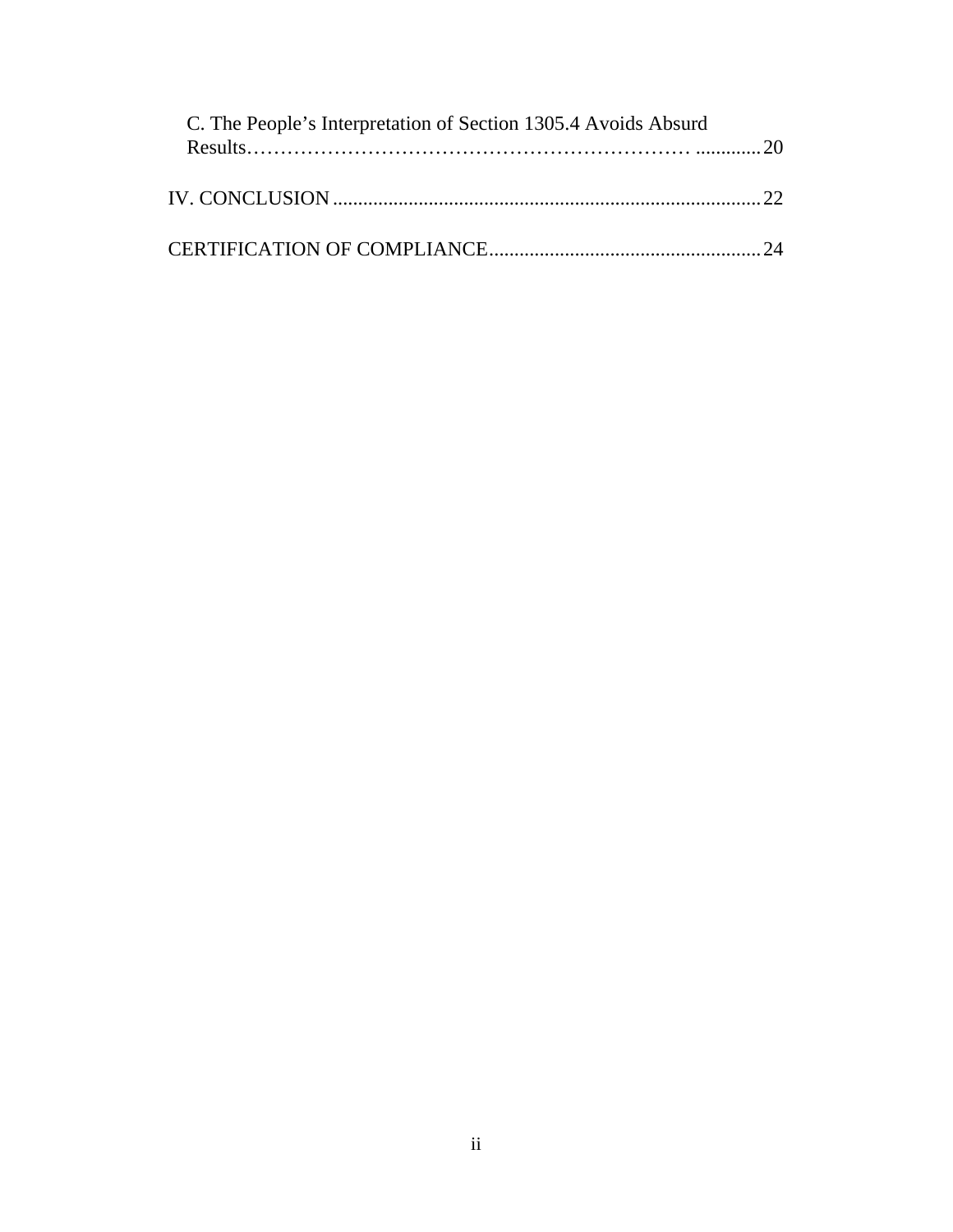C. The People's Interpretation of Section 1305.4 Avoids Absurd Results……………………………………………………… ............ 20

IV. CONCLUSION .................................................................................... 22

CERTIFICATION OF COMPLIANCE...................................................... 24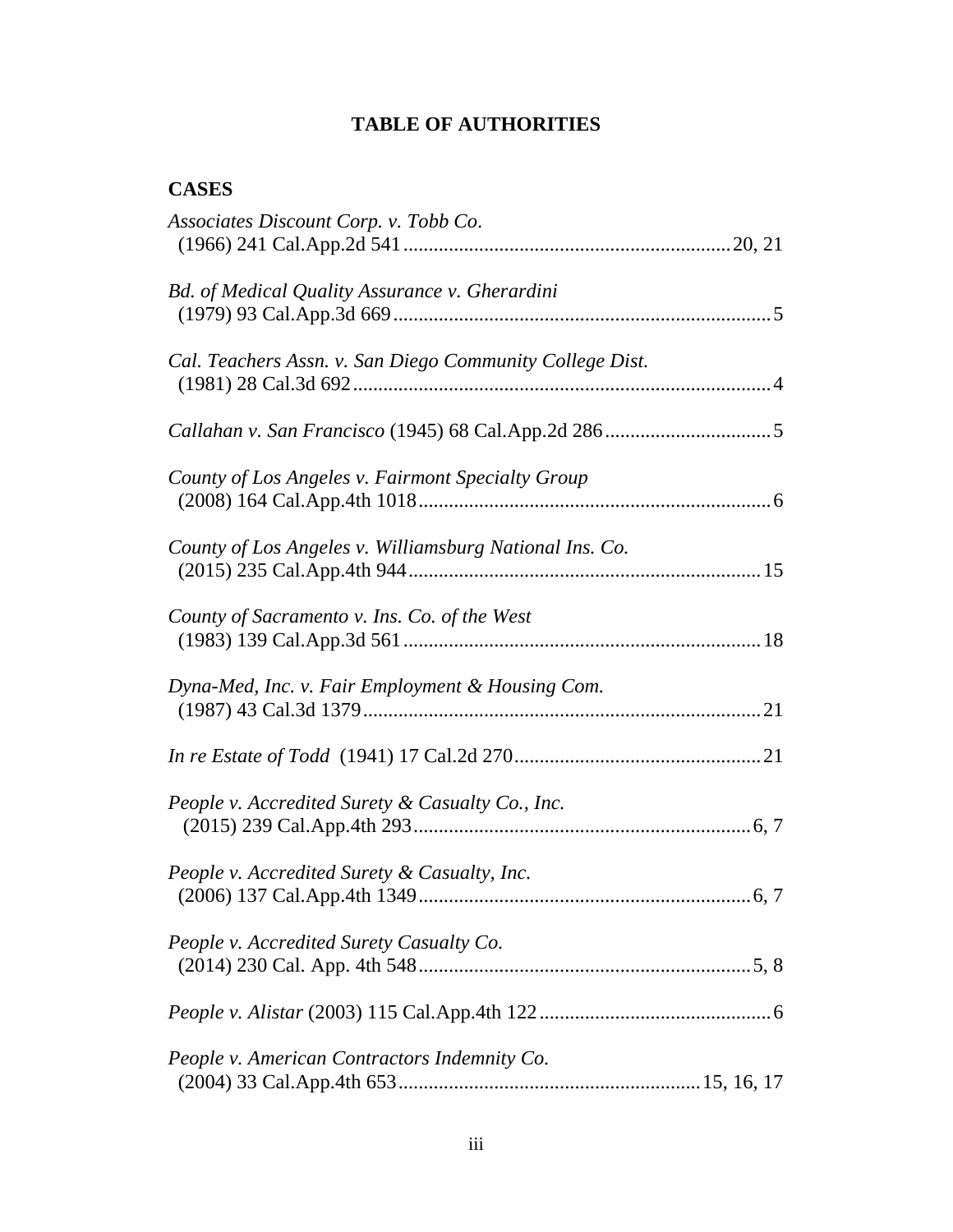# TABLE OF AUTHORITIES

## CASES

*Associates Discount Corp. v. Tobb Co.* (1966) 241 Cal.App.2d 541 ................................................................ 20, 21

*Bd. of Medical Quality Assurance v. Gherardini* (1979) 93 Cal.App.3d 669 .......................................................................... 5

*Cal. Teachers Assn. v. San Diego Community College Dist.* (1981) 28 Cal.3d 692 .................................................................................. 4

*Callahan v. San Francisco* (1945) 68 Cal.App.2d 286 ................................. 5

*County of Los Angeles v. Fairmont Specialty Group* (2008) 164 Cal.App.4th 1018 ..................................................................... 6

*County of Los Angeles v. Williamsburg National Ins. Co.* (2015) 235 Cal.App.4th 944 ..................................................................... 15

*County of Sacramento v. Ins. Co. of the West* (1983) 139 Cal.App.3d 561 ...................................................................... 18

*Dyna-Med, Inc. v. Fair Employment & Housing Com.* (1987) 43 Cal.3d 1379 .............................................................................. 21

*In re Estate of Todd* (1941) 17 Cal.2d 270 ................................................ 21

*People v. Accredited Surety & Casualty Co., Inc.* (2015) 239 Cal.App.4th 293 .................................................................. 6, 7

*People v. Accredited Surety & Casualty, Inc.* (2006) 137 Cal.App.4th 1349 ................................................................. 6, 7

*People v. Accredited Surety Casualty Co.* (2014) 230 Cal. App. 4th 548 ................................................................. 5, 8

*People v. Alistar* (2003) 115 Cal.App.4th 122 ............................................. 6

*People v. American Contractors Indemnity Co.* (2004) 33 Cal.App.4th 653 ........................................................... 15, 16, 17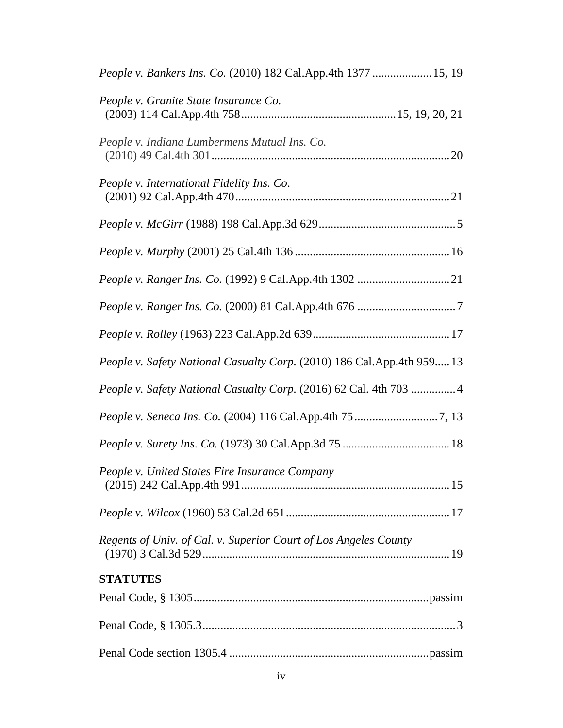*People v. Bankers Ins. Co.* (2010) 182 Cal.App.4th 1377 .................... 15, 19

*People v. Granite State Insurance Co.* (2003) 114 Cal.App.4th 758 .................................................... 15, 19, 20, 21

*People v. Indiana Lumbermens Mutual Ins. Co.* (2010) 49 Cal.4th 301 ............................................................................... 20

*People v. International Fidelity Ins. Co.* (2001) 92 Cal.App.4th 470 ....................................................................... 21

*People v. McGirr* (1988) 198 Cal.App.3d 629 .............................................. 5

*People v. Murphy* (2001) 25 Cal.4th 136 .................................................... 16

*People v. Ranger Ins. Co.* (1992) 9 Cal.App.4th 1302 ............................... 21

*People v. Ranger Ins. Co.* (2000) 81 Cal.App.4th 676 ................................. 7

*People v. Rolley* (1963) 223 Cal.App.2d 639 .............................................. 17

*People v. Safety National Casualty Corp.* (2010) 186 Cal.App.4th 959 ..... 13

*People v. Safety National Casualty Corp.* (2016) 62 Cal. 4th 703 ............... 4

*People v. Seneca Ins. Co.* (2004) 116 Cal.App.4th 75 ............................ 7, 13

*People v. Surety Ins. Co.* (1973) 30 Cal.App.3d 75 .................................... 18

*People v. United States Fire Insurance Company* (2015) 242 Cal.App.4th 991 ...................................................................... 15

*People v. Wilcox* (1960) 53 Cal.2d 651 ....................................................... 17

*Regents of Univ. of Cal. v. Superior Court of Los Angeles County* (1970) 3 Cal.3d 529 ................................................................................... 19

**STATUTES**

Penal Code, § 1305 ............................................................................... passim

Penal Code, § 1305.3 ..................................................................................... 3

Penal Code section 1305.4 .................................................................. passim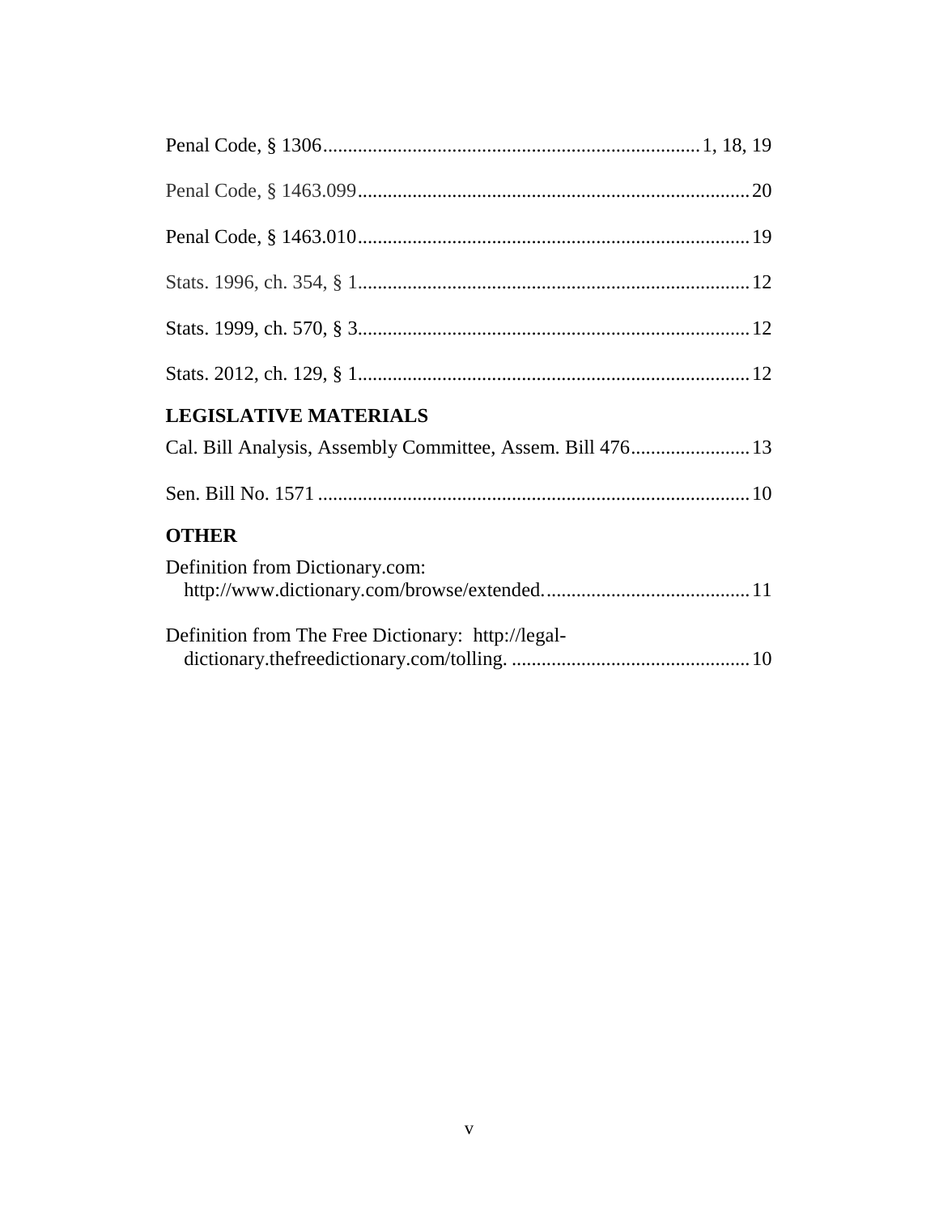Penal Code, § 1306 .......................................................................... 1, 18, 19

Penal Code, § 1463.099 .............................................................................. 20

Penal Code, § 1463.010 .............................................................................. 19

Stats. 1996, ch. 354, § 1 .............................................................................. 12

Stats. 1999, ch. 570, § 3 .............................................................................. 12

Stats. 2012, ch. 129, § 1 .............................................................................. 12

## LEGISLATIVE MATERIALS

Cal. Bill Analysis, Assembly Committee, Assem. Bill 476 ........................ 13

Sen. Bill No. 1571 ....................................................................................... 10

## OTHER

Definition from Dictionary.com:
http://www.dictionary.com/browse/extended. ......................................... 11

Definition from The Free Dictionary: http://legal-dictionary.thefreedictionary.com/tolling. ................................................ 10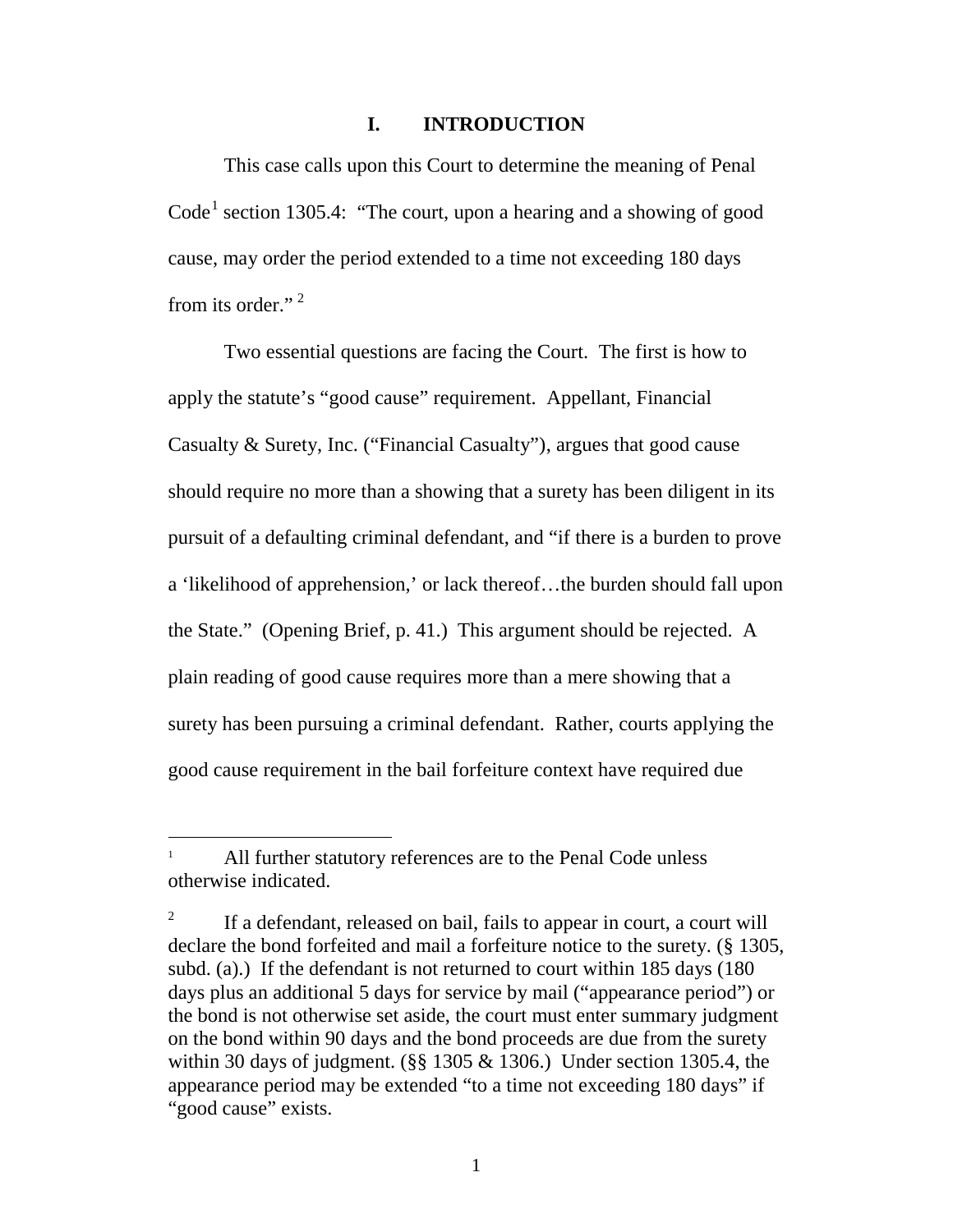# I. INTRODUCTION

This case calls upon this Court to determine the meaning of Penal Code[1] section 1305.4: "The court, upon a hearing and a showing of good cause, may order the period extended to a time not exceeding 180 days from its order."[2]

Two essential questions are facing the Court. The first is how to apply the statute's "good cause" requirement. Appellant, Financial Casualty & Surety, Inc. ("Financial Casualty"), argues that good cause should require no more than a showing that a surety has been diligent in its pursuit of a defaulting criminal defendant, and "if there is a burden to prove a 'likelihood of apprehension,' or lack thereof…the burden should fall upon the State." (Opening Brief, p. 41.) This argument should be rejected. A plain reading of good cause requires more than a mere showing that a surety has been pursuing a criminal defendant. Rather, courts applying the good cause requirement in the bail forfeiture context have required due

---

[1] All further statutory references are to the Penal Code unless otherwise indicated.

[2] If a defendant, released on bail, fails to appear in court, a court will declare the bond forfeited and mail a forfeiture notice to the surety. (§ 1305, subd. (a).) If the defendant is not returned to court within 185 days (180 days plus an additional 5 days for service by mail ("appearance period") or the bond is not otherwise set aside, the court must enter summary judgment on the bond within 90 days and the bond proceeds are due from the surety within 30 days of judgment. (§§ 1305 & 1306.) Under section 1305.4, the appearance period may be extended "to a time not exceeding 180 days" if "good cause" exists.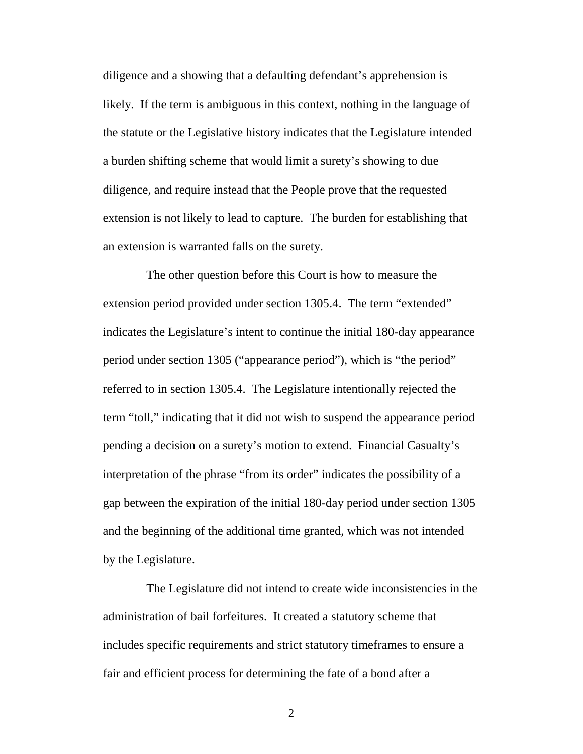diligence and a showing that a defaulting defendant's apprehension is likely. If the term is ambiguous in this context, nothing in the language of the statute or the Legislative history indicates that the Legislature intended a burden shifting scheme that would limit a surety's showing to due diligence, and require instead that the People prove that the requested extension is not likely to lead to capture. The burden for establishing that an extension is warranted falls on the surety.

The other question before this Court is how to measure the extension period provided under section 1305.4. The term "extended" indicates the Legislature's intent to continue the initial 180-day appearance period under section 1305 ("appearance period"), which is "the period" referred to in section 1305.4. The Legislature intentionally rejected the term "toll," indicating that it did not wish to suspend the appearance period pending a decision on a surety's motion to extend. Financial Casualty's interpretation of the phrase "from its order" indicates the possibility of a gap between the expiration of the initial 180-day period under section 1305 and the beginning of the additional time granted, which was not intended by the Legislature.

The Legislature did not intend to create wide inconsistencies in the administration of bail forfeitures. It created a statutory scheme that includes specific requirements and strict statutory timeframes to ensure a fair and efficient process for determining the fate of a bond after a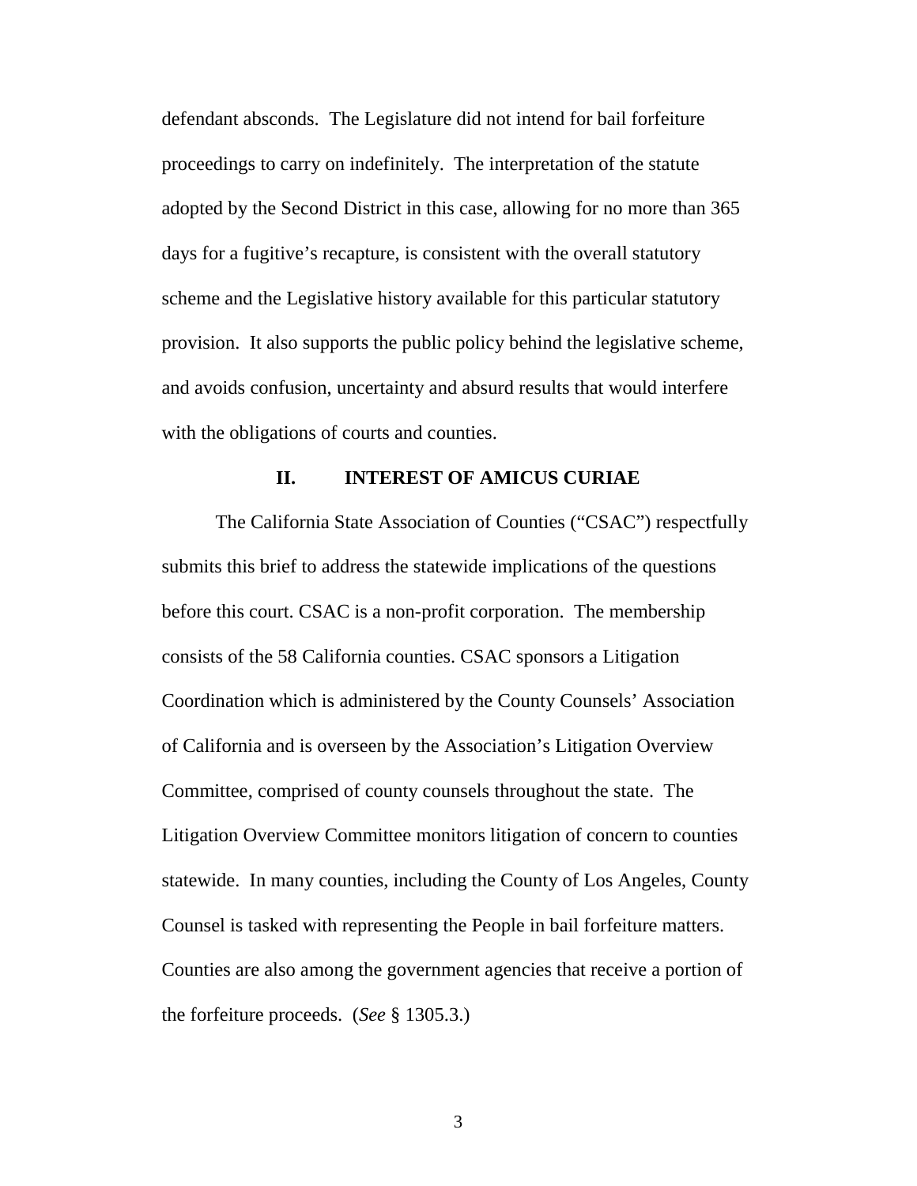defendant absconds. The Legislature did not intend for bail forfeiture proceedings to carry on indefinitely. The interpretation of the statute adopted by the Second District in this case, allowing for no more than 365 days for a fugitive's recapture, is consistent with the overall statutory scheme and the Legislative history available for this particular statutory provision. It also supports the public policy behind the legislative scheme, and avoids confusion, uncertainty and absurd results that would interfere with the obligations of courts and counties.

## II. INTEREST OF AMICUS CURIAE

The California State Association of Counties ("CSAC") respectfully submits this brief to address the statewide implications of the questions before this court. CSAC is a non-profit corporation. The membership consists of the 58 California counties. CSAC sponsors a Litigation Coordination which is administered by the County Counsels' Association of California and is overseen by the Association's Litigation Overview Committee, comprised of county counsels throughout the state. The Litigation Overview Committee monitors litigation of concern to counties statewide. In many counties, including the County of Los Angeles, County Counsel is tasked with representing the People in bail forfeiture matters. Counties are also among the government agencies that receive a portion of the forfeiture proceeds. (*See* § 1305.3.)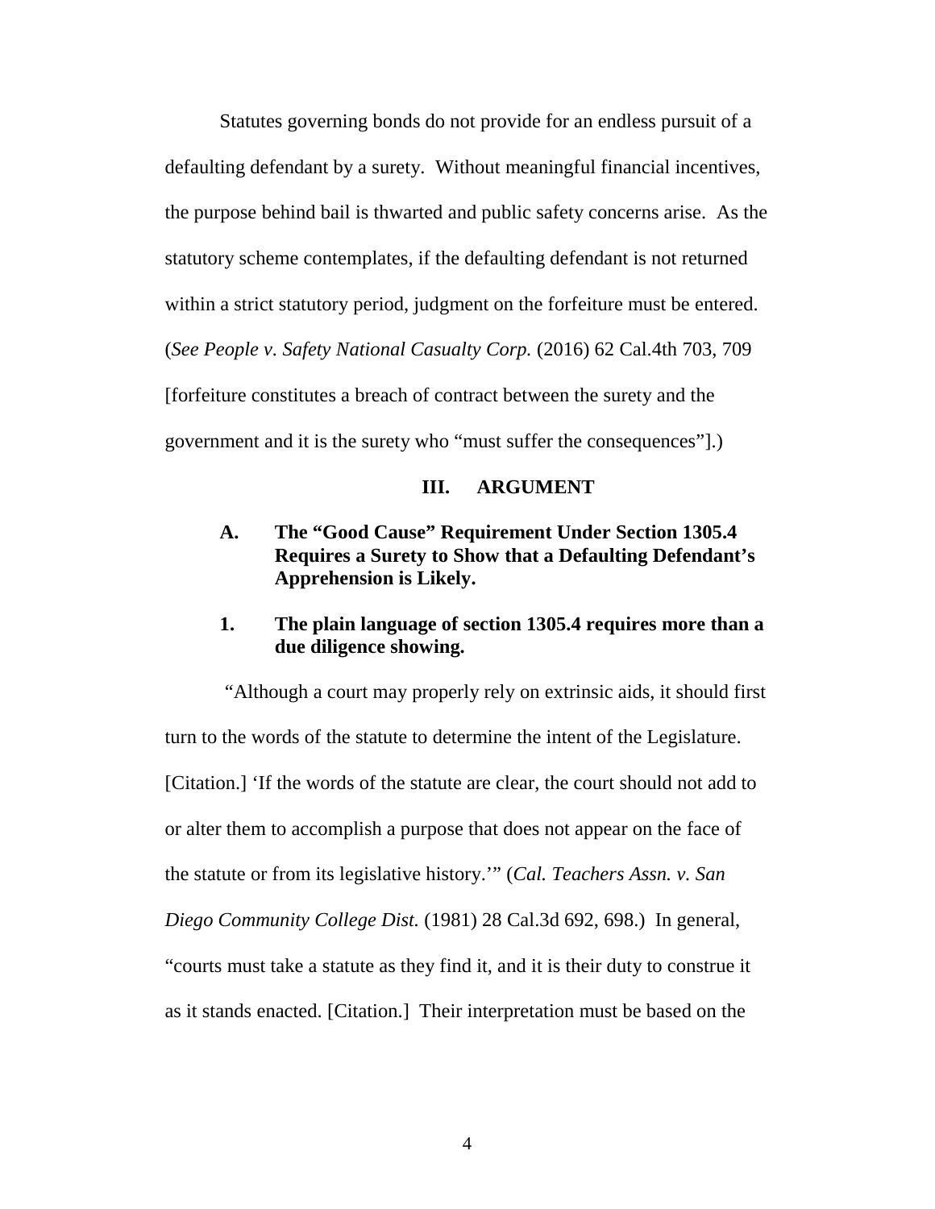Statutes governing bonds do not provide for an endless pursuit of a defaulting defendant by a surety. Without meaningful financial incentives, the purpose behind bail is thwarted and public safety concerns arise. As the statutory scheme contemplates, if the defaulting defendant is not returned within a strict statutory period, judgment on the forfeiture must be entered. (*See People v. Safety National Casualty Corp.* (2016) 62 Cal.4th 703, 709 [forfeiture constitutes a breach of contract between the surety and the government and it is the surety who "must suffer the consequences"].)

## III. ARGUMENT

### A. The "Good Cause" Requirement Under Section 1305.4 Requires a Surety to Show that a Defaulting Defendant's Apprehension is Likely.

#### 1. The plain language of section 1305.4 requires more than a due diligence showing.

"Although a court may properly rely on extrinsic aids, it should first turn to the words of the statute to determine the intent of the Legislature. [Citation.] 'If the words of the statute are clear, the court should not add to or alter them to accomplish a purpose that does not appear on the face of the statute or from its legislative history.'" (*Cal. Teachers Assn. v. San Diego Community College Dist.* (1981) 28 Cal.3d 692, 698.) In general, "courts must take a statute as they find it, and it is their duty to construe it as it stands enacted. [Citation.] Their interpretation must be based on the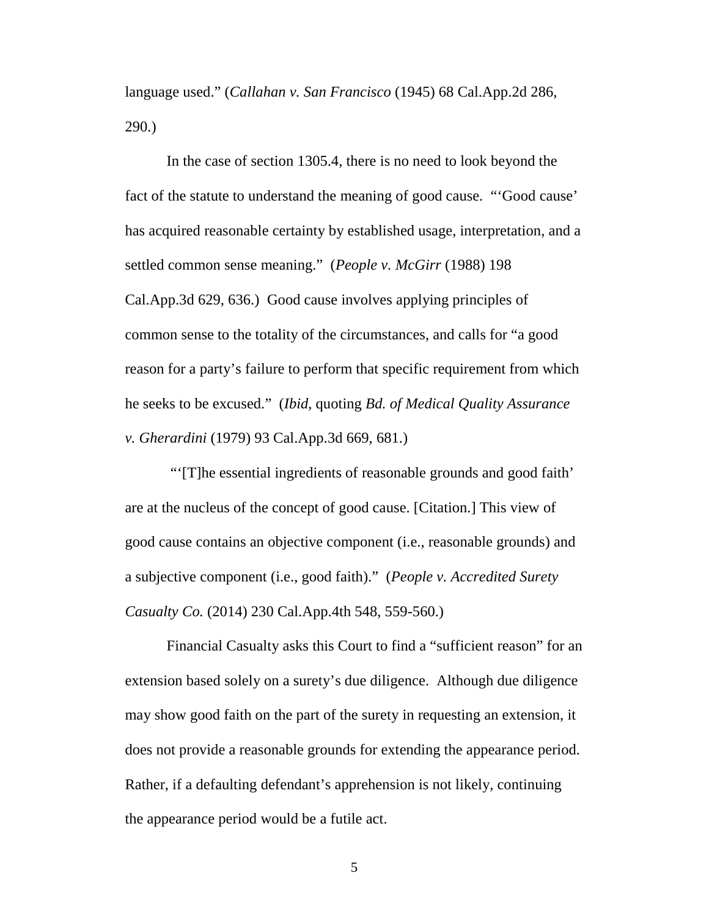language used." (*Callahan v. San Francisco* (1945) 68 Cal.App.2d 286, 290.)

In the case of section 1305.4, there is no need to look beyond the fact of the statute to understand the meaning of good cause. "'Good cause' has acquired reasonable certainty by established usage, interpretation, and a settled common sense meaning." (*People v. McGirr* (1988) 198 Cal.App.3d 629, 636.) Good cause involves applying principles of common sense to the totality of the circumstances, and calls for "a good reason for a party's failure to perform that specific requirement from which he seeks to be excused." (*Ibid*, quoting *Bd. of Medical Quality Assurance v. Gherardini* (1979) 93 Cal.App.3d 669, 681.)

"'[T]he essential ingredients of reasonable grounds and good faith' are at the nucleus of the concept of good cause. [Citation.] This view of good cause contains an objective component (i.e., reasonable grounds) and a subjective component (i.e., good faith)." (*People v. Accredited Surety Casualty Co.* (2014) 230 Cal.App.4th 548, 559-560.)

Financial Casualty asks this Court to find a "sufficient reason" for an extension based solely on a surety's due diligence. Although due diligence may show good faith on the part of the surety in requesting an extension, it does not provide a reasonable grounds for extending the appearance period. Rather, if a defaulting defendant's apprehension is not likely, continuing the appearance period would be a futile act.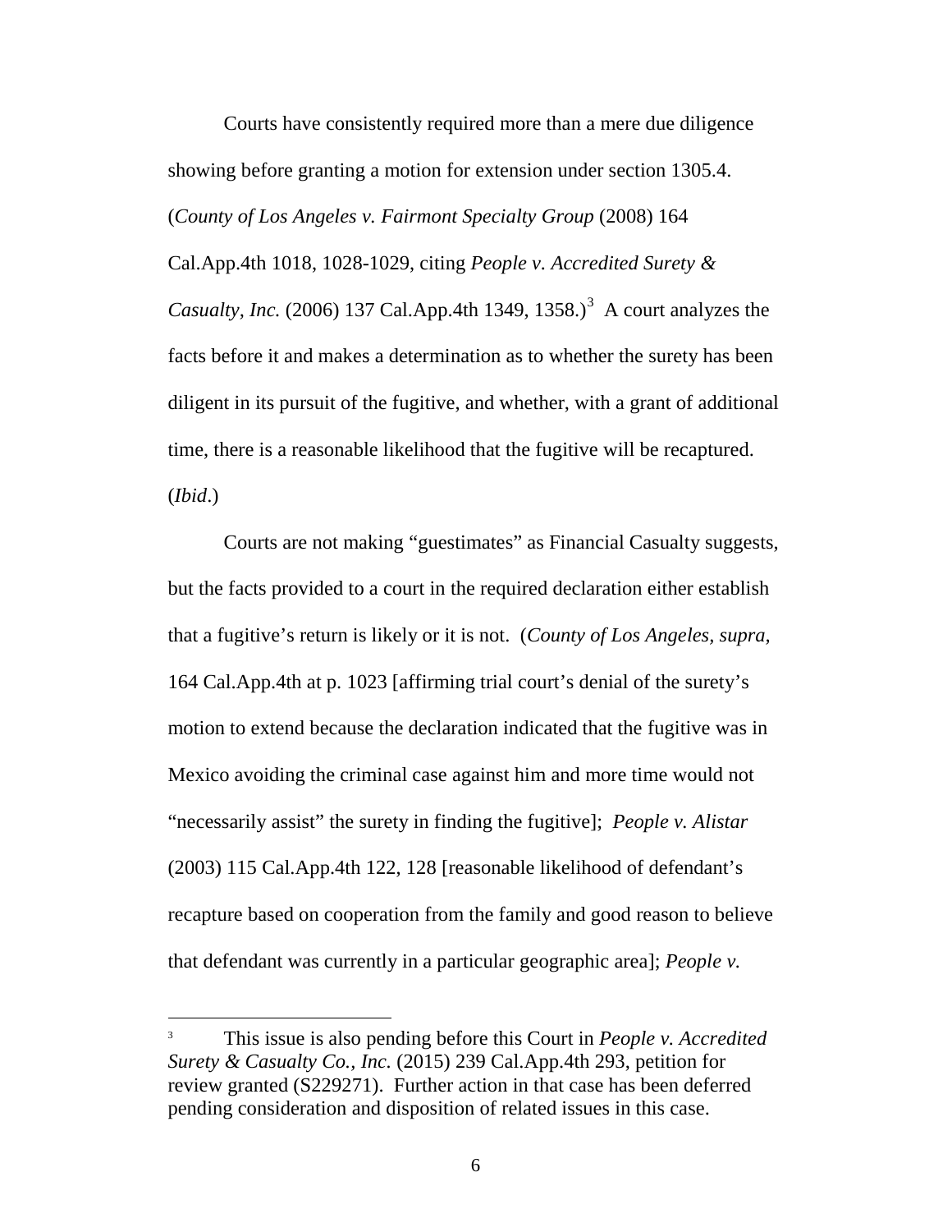Courts have consistently required more than a mere due diligence showing before granting a motion for extension under section 1305.4. (*County of Los Angeles v. Fairmont Specialty Group* (2008) 164 Cal.App.4th 1018, 1028-1029, citing *People v. Accredited Surety & Casualty, Inc.* (2006) 137 Cal.App.4th 1349, 1358.)[3] A court analyzes the facts before it and makes a determination as to whether the surety has been diligent in its pursuit of the fugitive, and whether, with a grant of additional time, there is a reasonable likelihood that the fugitive will be recaptured. (*Ibid*.)

Courts are not making "guestimates" as Financial Casualty suggests, but the facts provided to a court in the required declaration either establish that a fugitive's return is likely or it is not. (*County of Los Angeles, supra,* 164 Cal.App.4th at p. 1023 [affirming trial court's denial of the surety's motion to extend because the declaration indicated that the fugitive was in Mexico avoiding the criminal case against him and more time would not "necessarily assist" the surety in finding the fugitive]; *People v. Alistar* (2003) 115 Cal.App.4th 122, 128 [reasonable likelihood of defendant's recapture based on cooperation from the family and good reason to believe that defendant was currently in a particular geographic area]; *People v.*

---

[3] This issue is also pending before this Court in *People v. Accredited Surety & Casualty Co., Inc.* (2015) 239 Cal.App.4th 293, petition for review granted (S229271). Further action in that case has been deferred pending consideration and disposition of related issues in this case.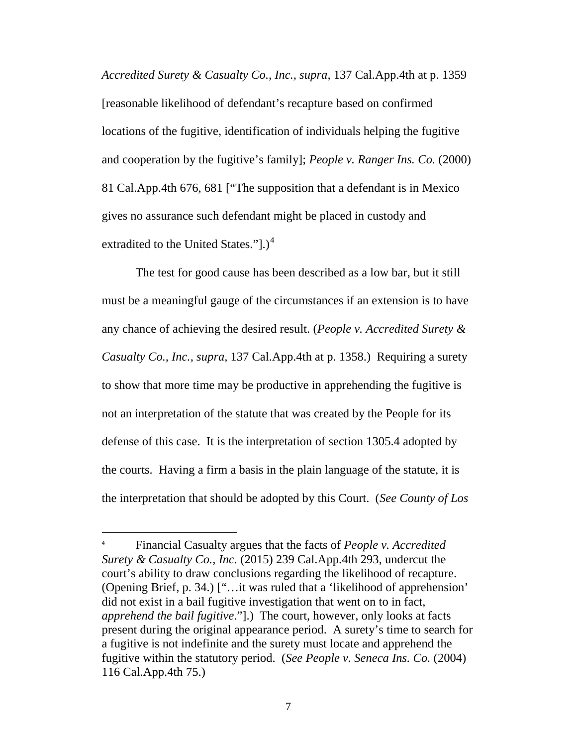*Accredited Surety & Casualty Co., Inc.*, *supra*, 137 Cal.App.4th at p. 1359 [reasonable likelihood of defendant's recapture based on confirmed locations of the fugitive, identification of individuals helping the fugitive and cooperation by the fugitive's family]; *People v. Ranger Ins. Co.* (2000) 81 Cal.App.4th 676, 681 ["The supposition that a defendant is in Mexico gives no assurance such defendant might be placed in custody and extradited to the United States."].)[4]

The test for good cause has been described as a low bar, but it still must be a meaningful gauge of the circumstances if an extension is to have any chance of achieving the desired result. (*People v. Accredited Surety & Casualty Co., Inc.*, *supra*, 137 Cal.App.4th at p. 1358.) Requiring a surety to show that more time may be productive in apprehending the fugitive is not an interpretation of the statute that was created by the People for its defense of this case. It is the interpretation of section 1305.4 adopted by the courts. Having a firm a basis in the plain language of the statute, it is the interpretation that should be adopted by this Court. (*See County of Los*

---

[4] Financial Casualty argues that the facts of *People v. Accredited Surety & Casualty Co., Inc.* (2015) 239 Cal.App.4th 293, undercut the court's ability to draw conclusions regarding the likelihood of recapture. (Opening Brief, p. 34.) ["…it was ruled that a 'likelihood of apprehension' did not exist in a bail fugitive investigation that went on to in fact, *apprehend the bail fugitive*."].) The court, however, only looks at facts present during the original appearance period. A surety's time to search for a fugitive is not indefinite and the surety must locate and apprehend the fugitive within the statutory period. (*See People v. Seneca Ins. Co.* (2004) 116 Cal.App.4th 75.)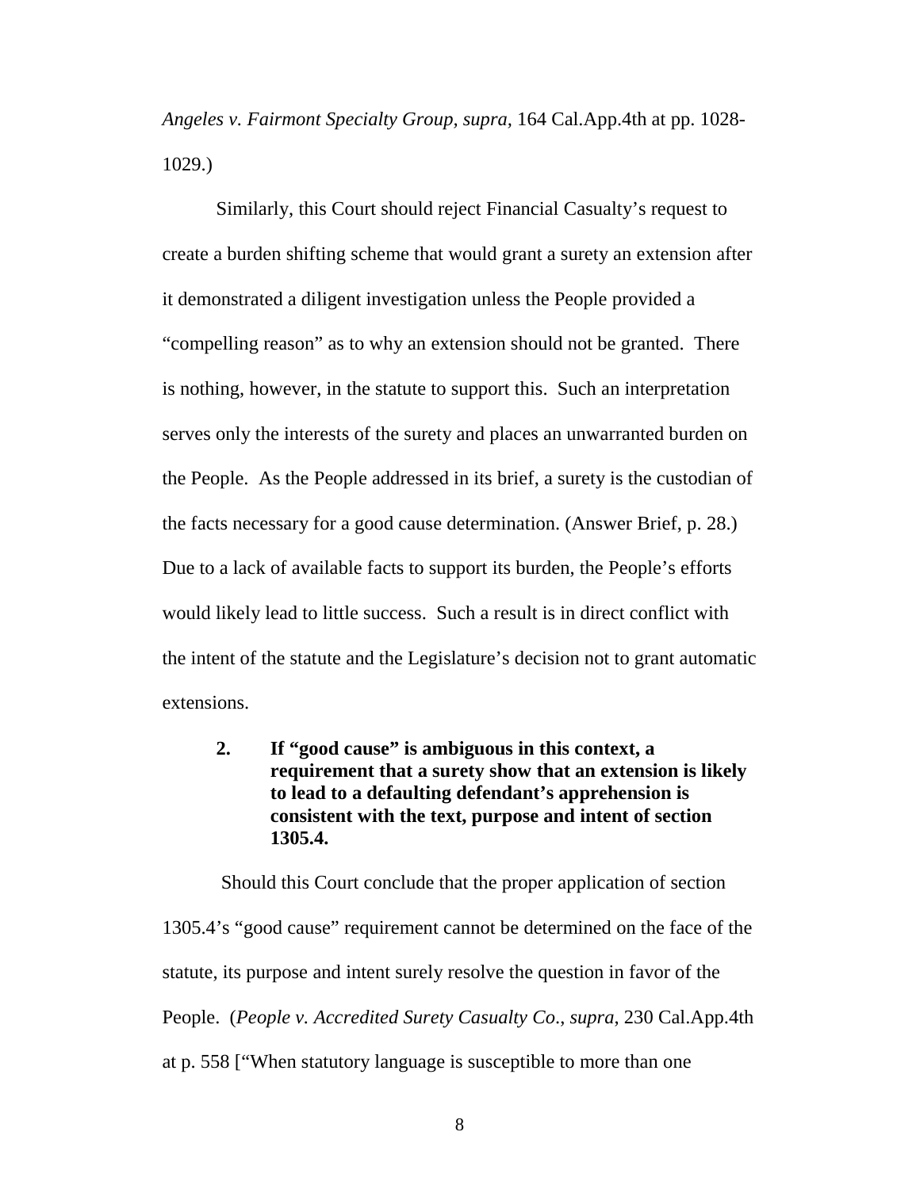*Angeles v. Fairmont Specialty Group*, *supra*, 164 Cal.App.4th at pp. 1028-1029.)

Similarly, this Court should reject Financial Casualty's request to create a burden shifting scheme that would grant a surety an extension after it demonstrated a diligent investigation unless the People provided a "compelling reason" as to why an extension should not be granted. There is nothing, however, in the statute to support this. Such an interpretation serves only the interests of the surety and places an unwarranted burden on the People. As the People addressed in its brief, a surety is the custodian of the facts necessary for a good cause determination. (Answer Brief, p. 28.) Due to a lack of available facts to support its burden, the People's efforts would likely lead to little success. Such a result is in direct conflict with the intent of the statute and the Legislature's decision not to grant automatic extensions.

**2. If "good cause" is ambiguous in this context, a requirement that a surety show that an extension is likely to lead to a defaulting defendant's apprehension is consistent with the text, purpose and intent of section 1305.4.**

Should this Court conclude that the proper application of section 1305.4's "good cause" requirement cannot be determined on the face of the statute, its purpose and intent surely resolve the question in favor of the People. (*People v. Accredited Surety Casualty Co.*, *supra*, 230 Cal.App.4th at p. 558 ["When statutory language is susceptible to more than one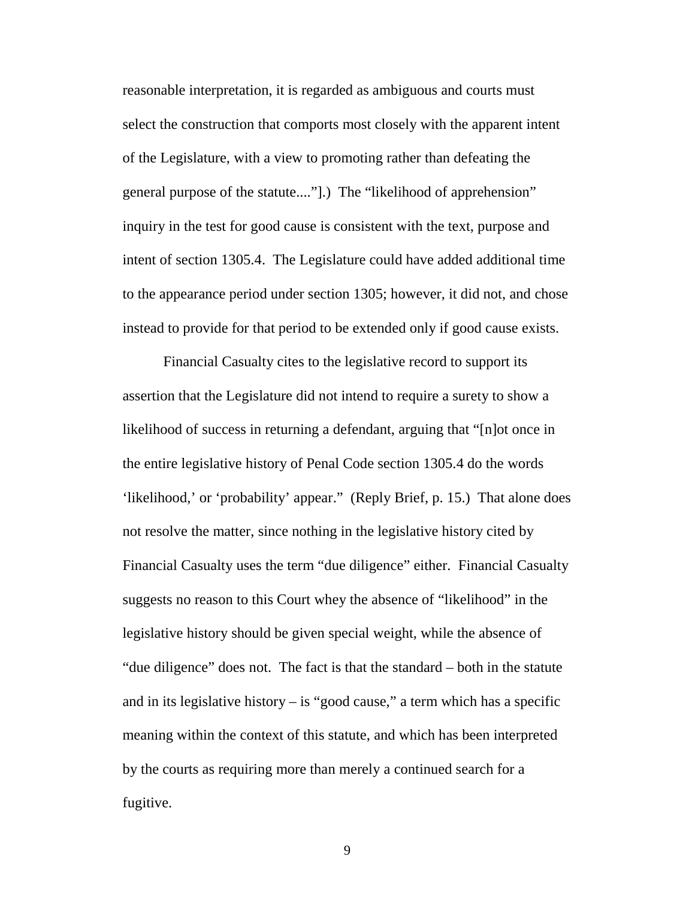reasonable interpretation, it is regarded as ambiguous and courts must select the construction that comports most closely with the apparent intent of the Legislature, with a view to promoting rather than defeating the general purpose of the statute....”].) The “likelihood of apprehension” inquiry in the test for good cause is consistent with the text, purpose and intent of section 1305.4. The Legislature could have added additional time to the appearance period under section 1305; however, it did not, and chose instead to provide for that period to be extended only if good cause exists.

Financial Casualty cites to the legislative record to support its assertion that the Legislature did not intend to require a surety to show a likelihood of success in returning a defendant, arguing that “[n]ot once in the entire legislative history of Penal Code section 1305.4 do the words ‘likelihood,’ or ‘probability’ appear.” (Reply Brief, p. 15.) That alone does not resolve the matter, since nothing in the legislative history cited by Financial Casualty uses the term “due diligence” either. Financial Casualty suggests no reason to this Court whey the absence of “likelihood” in the legislative history should be given special weight, while the absence of “due diligence” does not. The fact is that the standard – both in the statute and in its legislative history – is “good cause,” a term which has a specific meaning within the context of this statute, and which has been interpreted by the courts as requiring more than merely a continued search for a fugitive.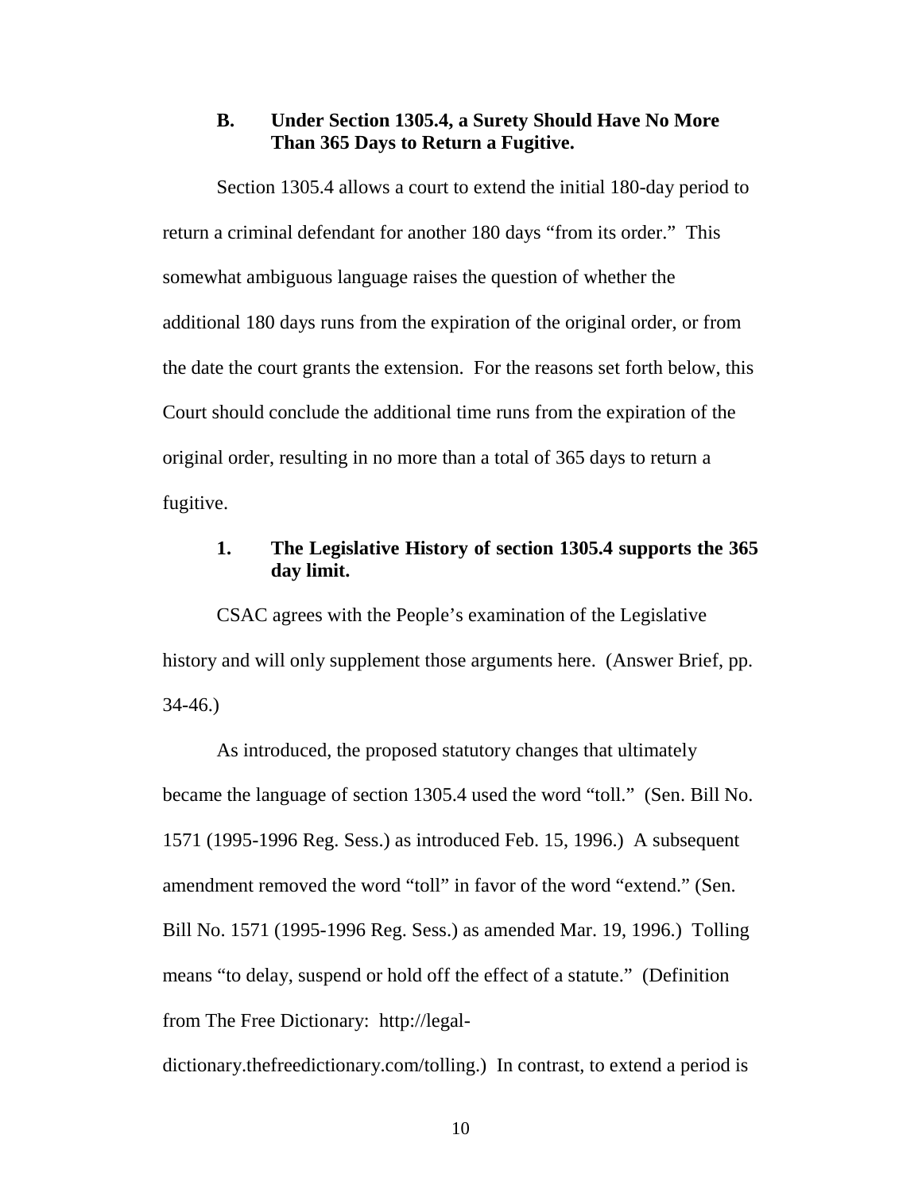### B. Under Section 1305.4, a Surety Should Have No More Than 365 Days to Return a Fugitive.

Section 1305.4 allows a court to extend the initial 180-day period to return a criminal defendant for another 180 days "from its order." This somewhat ambiguous language raises the question of whether the additional 180 days runs from the expiration of the original order, or from the date the court grants the extension. For the reasons set forth below, this Court should conclude the additional time runs from the expiration of the original order, resulting in no more than a total of 365 days to return a fugitive.

#### 1. The Legislative History of section 1305.4 supports the 365 day limit.

CSAC agrees with the People's examination of the Legislative history and will only supplement those arguments here. (Answer Brief, pp. 34-46.)

As introduced, the proposed statutory changes that ultimately became the language of section 1305.4 used the word "toll." (Sen. Bill No. 1571 (1995-1996 Reg. Sess.) as introduced Feb. 15, 1996.) A subsequent amendment removed the word "toll" in favor of the word "extend." (Sen. Bill No. 1571 (1995-1996 Reg. Sess.) as amended Mar. 19, 1996.) Tolling means "to delay, suspend or hold off the effect of a statute." (Definition from The Free Dictionary: http://legal-dictionary.thefreedictionary.com/tolling.) In contrast, to extend a period is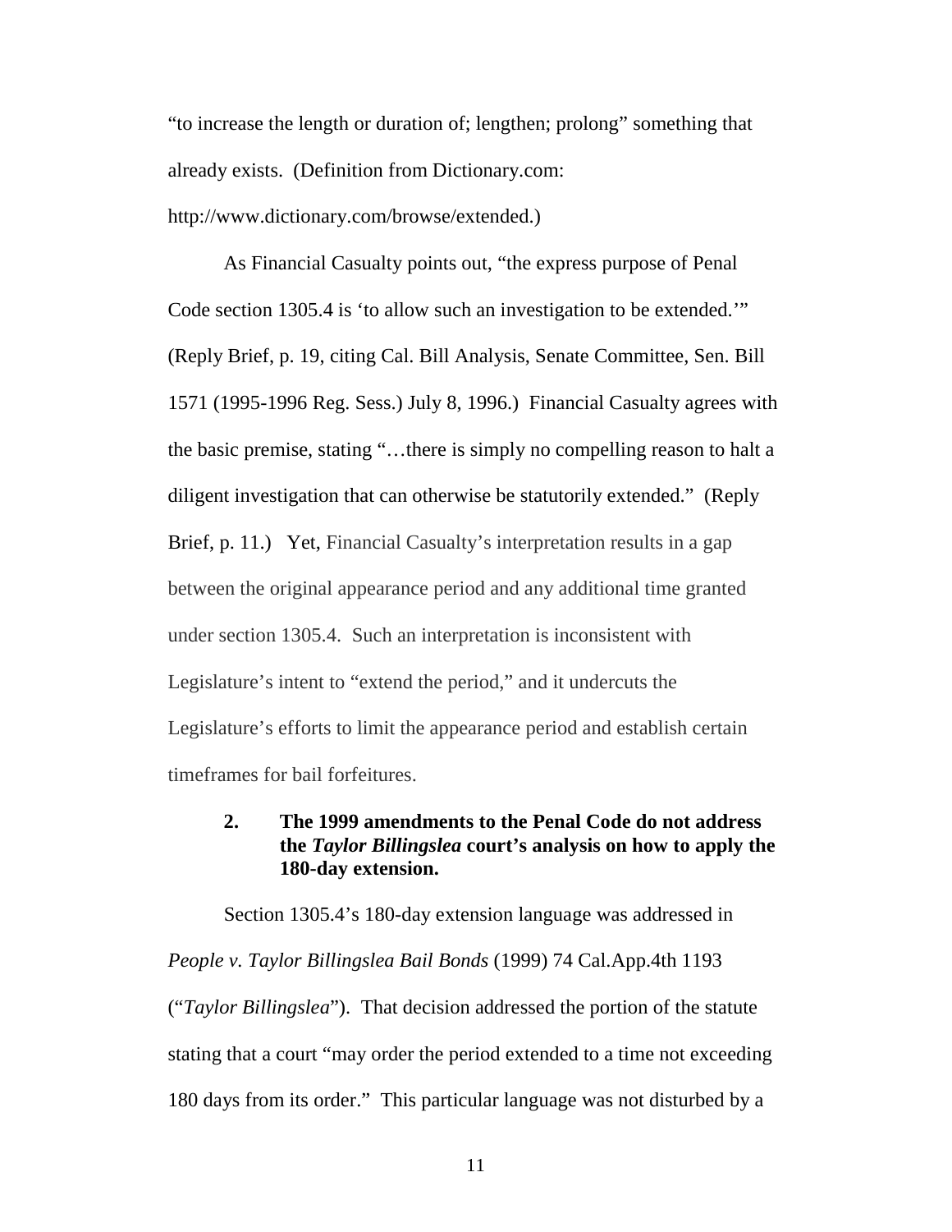"to increase the length or duration of; lengthen; prolong" something that already exists. (Definition from Dictionary.com: http://www.dictionary.com/browse/extended.)

As Financial Casualty points out, "the express purpose of Penal Code section 1305.4 is 'to allow such an investigation to be extended.'" (Reply Brief, p. 19, citing Cal. Bill Analysis, Senate Committee, Sen. Bill 1571 (1995-1996 Reg. Sess.) July 8, 1996.) Financial Casualty agrees with the basic premise, stating "…there is simply no compelling reason to halt a diligent investigation that can otherwise be statutorily extended." (Reply Brief, p. 11.) Yet, Financial Casualty's interpretation results in a gap between the original appearance period and any additional time granted under section 1305.4. Such an interpretation is inconsistent with Legislature's intent to "extend the period," and it undercuts the Legislature's efforts to limit the appearance period and establish certain timeframes for bail forfeitures.

### 2. The 1999 amendments to the Penal Code do not address the *Taylor Billingslea* court's analysis on how to apply the 180-day extension.

Section 1305.4's 180-day extension language was addressed in *People v. Taylor Billingslea Bail Bonds* (1999) 74 Cal.App.4th 1193 ("*Taylor Billingslea*"). That decision addressed the portion of the statute stating that a court "may order the period extended to a time not exceeding 180 days from its order." This particular language was not disturbed by a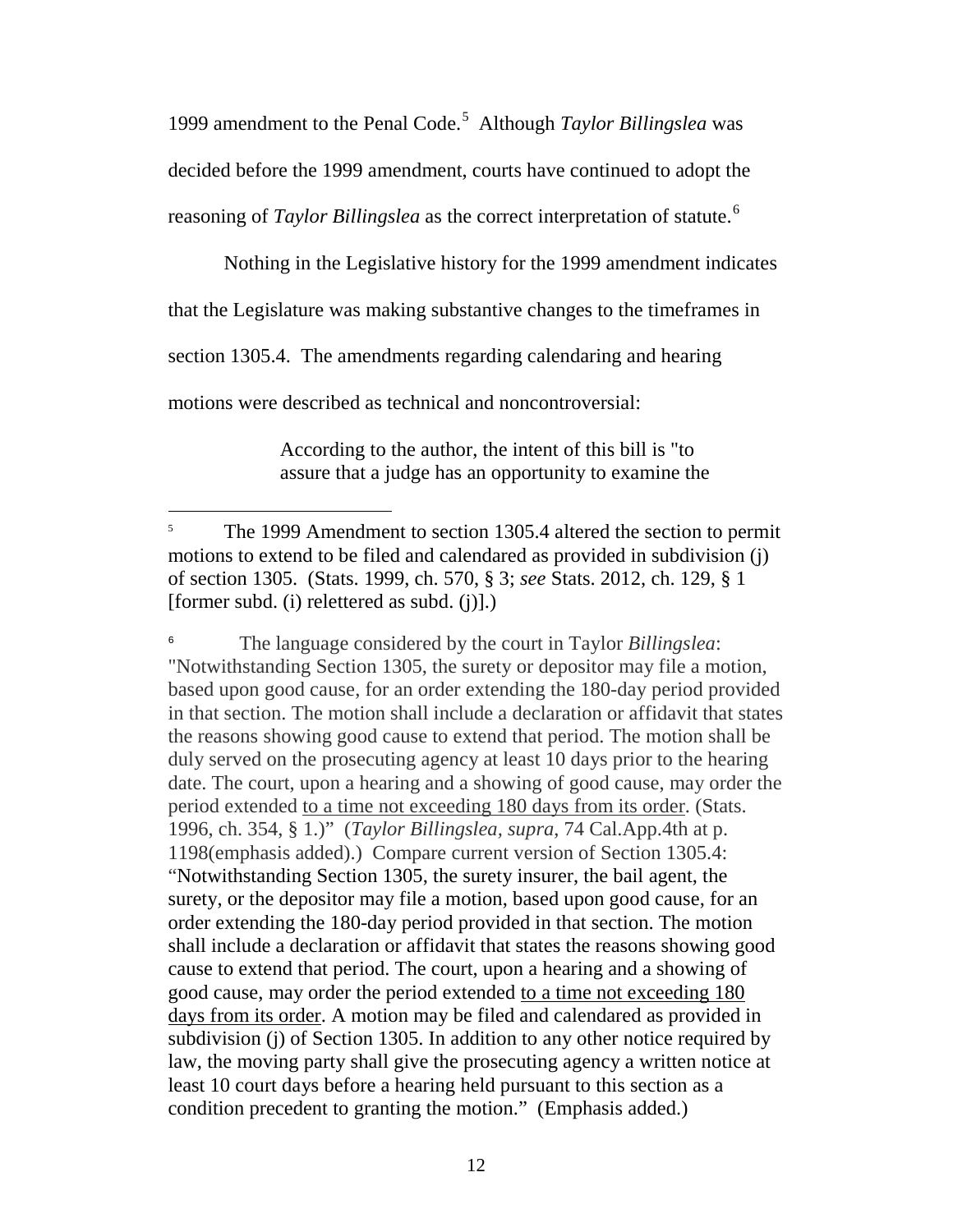1999 amendment to the Penal Code.[5] Although *Taylor Billingslea* was decided before the 1999 amendment, courts have continued to adopt the reasoning of *Taylor Billingslea* as the correct interpretation of statute.[6]

Nothing in the Legislative history for the 1999 amendment indicates that the Legislature was making substantive changes to the timeframes in section 1305.4. The amendments regarding calendaring and hearing motions were described as technical and noncontroversial:

> According to the author, the intent of this bill is "to assure that a judge has an opportunity to examine the

---

[5] The 1999 Amendment to section 1305.4 altered the section to permit motions to extend to be filed and calendared as provided in subdivision (j) of section 1305. (Stats. 1999, ch. 570, § 3; *see* Stats. 2012, ch. 129, § 1 [former subd. (i) relettered as subd. (j)].)

[6] The language considered by the court in Taylor *Billingslea*: "Notwithstanding Section 1305, the surety or depositor may file a motion, based upon good cause, for an order extending the 180-day period provided in that section. The motion shall include a declaration or affidavit that states the reasons showing good cause to extend that period. The motion shall be duly served on the prosecuting agency at least 10 days prior to the hearing date. The court, upon a hearing and a showing of good cause, may order the period extended <u>to a time not exceeding 180 days from its order</u>. (Stats. 1996, ch. 354, § 1.)" (*Taylor Billingslea, supra*, 74 Cal.App.4th at p. 1198(emphasis added).) Compare current version of Section 1305.4: "Notwithstanding Section 1305, the surety insurer, the bail agent, the surety, or the depositor may file a motion, based upon good cause, for an order extending the 180-day period provided in that section. The motion shall include a declaration or affidavit that states the reasons showing good cause to extend that period. The court, upon a hearing and a showing of good cause, may order the period extended <u>to a time not exceeding 180 days from its order</u>. A motion may be filed and calendared as provided in subdivision (j) of Section 1305. In addition to any other notice required by law, the moving party shall give the prosecuting agency a written notice at least 10 court days before a hearing held pursuant to this section as a condition precedent to granting the motion." (Emphasis added.)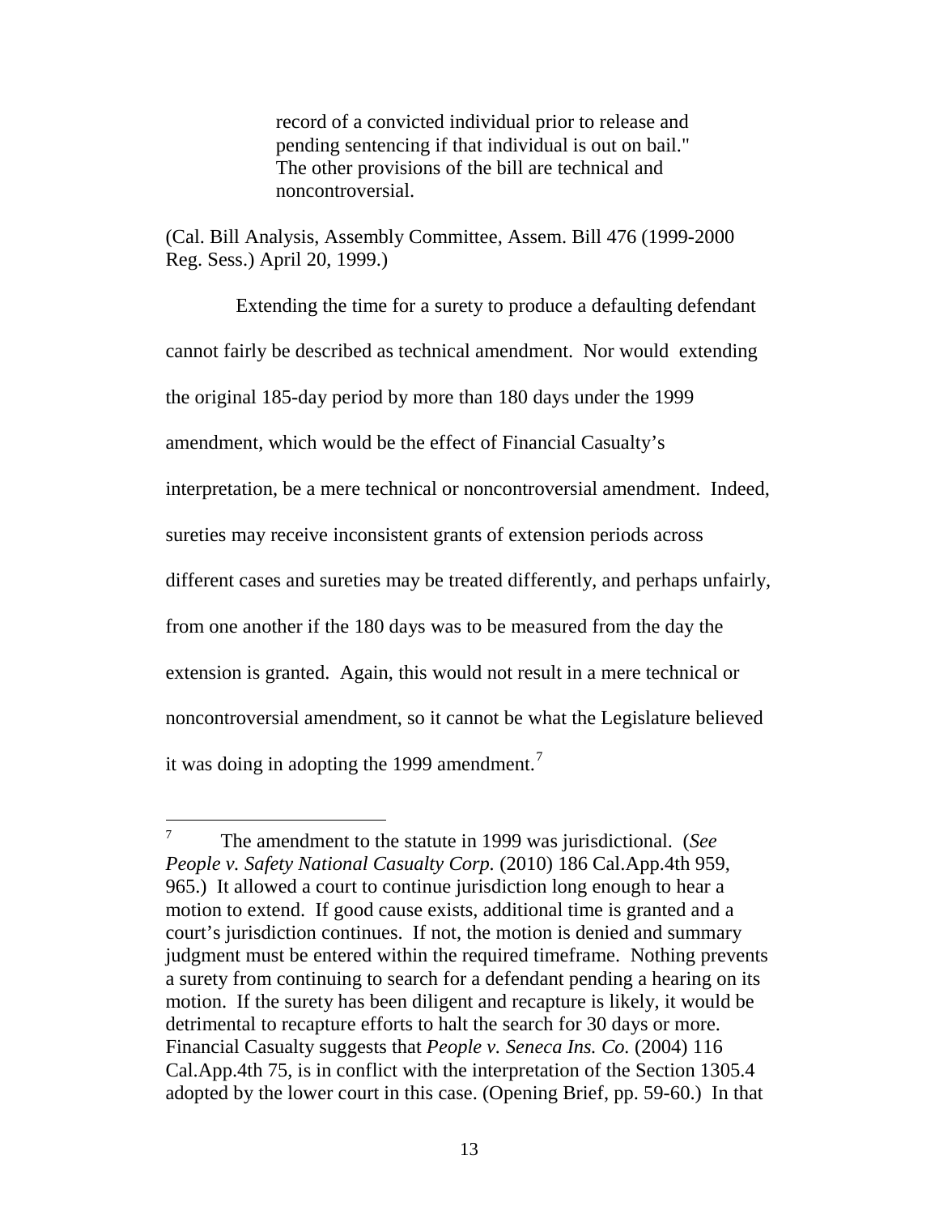> record of a convicted individual prior to release and pending sentencing if that individual is out on bail." The other provisions of the bill are technical and noncontroversial.

(Cal. Bill Analysis, Assembly Committee, Assem. Bill 476 (1999-2000 Reg. Sess.) April 20, 1999.)

Extending the time for a surety to produce a defaulting defendant cannot fairly be described as technical amendment. Nor would extending the original 185-day period by more than 180 days under the 1999 amendment, which would be the effect of Financial Casualty's interpretation, be a mere technical or noncontroversial amendment. Indeed, sureties may receive inconsistent grants of extension periods across different cases and sureties may be treated differently, and perhaps unfairly, from one another if the 180 days was to be measured from the day the extension is granted. Again, this would not result in a mere technical or noncontroversial amendment, so it cannot be what the Legislature believed it was doing in adopting the 1999 amendment.[7]

---

[7] The amendment to the statute in 1999 was jurisdictional. (*See People v. Safety National Casualty Corp.* (2010) 186 Cal.App.4th 959, 965.) It allowed a court to continue jurisdiction long enough to hear a motion to extend. If good cause exists, additional time is granted and a court's jurisdiction continues. If not, the motion is denied and summary judgment must be entered within the required timeframe. Nothing prevents a surety from continuing to search for a defendant pending a hearing on its motion. If the surety has been diligent and recapture is likely, it would be detrimental to recapture efforts to halt the search for 30 days or more. Financial Casualty suggests that *People v. Seneca Ins. Co.* (2004) 116 Cal.App.4th 75, is in conflict with the interpretation of the Section 1305.4 adopted by the lower court in this case. (Opening Brief, pp. 59-60.) In that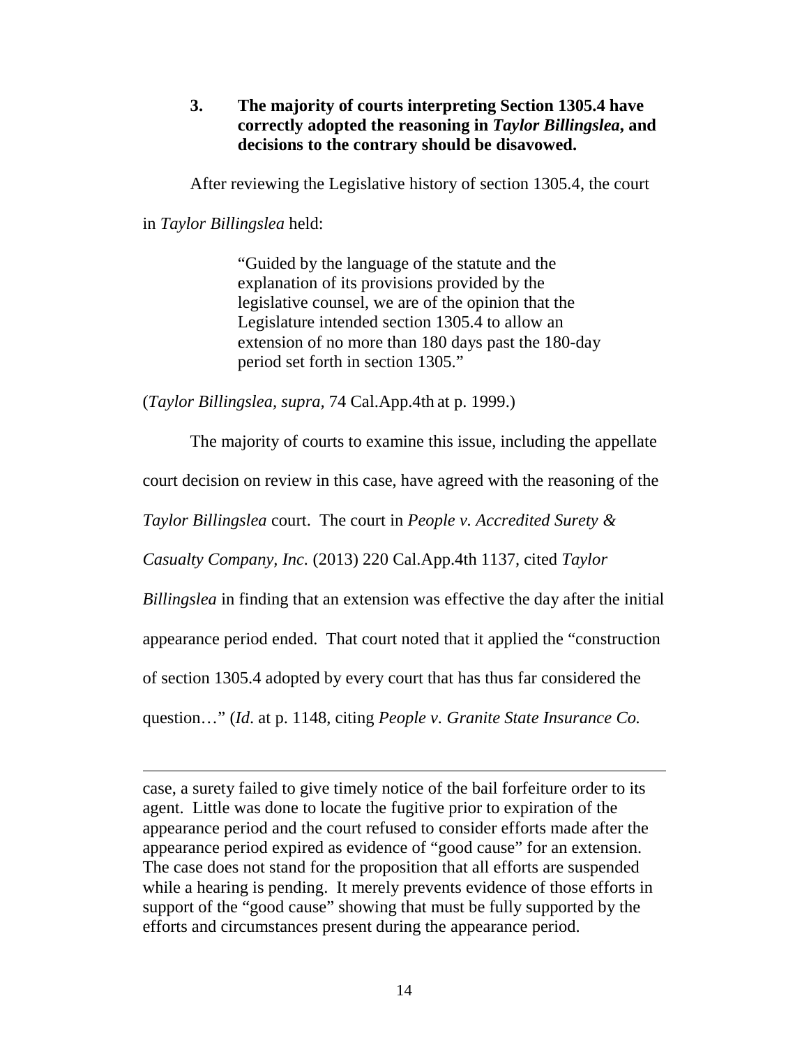### 3. The majority of courts interpreting Section 1305.4 have correctly adopted the reasoning in *Taylor Billingslea*, and decisions to the contrary should be disavowed.

After reviewing the Legislative history of section 1305.4, the court in *Taylor Billingslea* held:

> "Guided by the language of the statute and the explanation of its provisions provided by the legislative counsel, we are of the opinion that the Legislature intended section 1305.4 to allow an extension of no more than 180 days past the 180-day period set forth in section 1305."

(*Taylor Billingslea*, *supra*, 74 Cal.App.4th at p. 1999.)

The majority of courts to examine this issue, including the appellate court decision on review in this case, have agreed with the reasoning of the *Taylor Billingslea* court. The court in *People v. Accredited Surety & Casualty Company, Inc*. (2013) 220 Cal.App.4th 1137, cited *Taylor Billingslea* in finding that an extension was effective the day after the initial appearance period ended. That court noted that it applied the "construction of section 1305.4 adopted by every court that has thus far considered the question…" (*Id*. at p. 1148, citing *People v. Granite State Insurance Co.*

---

case, a surety failed to give timely notice of the bail forfeiture order to its agent. Little was done to locate the fugitive prior to expiration of the appearance period and the court refused to consider efforts made after the appearance period expired as evidence of "good cause" for an extension. The case does not stand for the proposition that all efforts are suspended while a hearing is pending. It merely prevents evidence of those efforts in support of the "good cause" showing that must be fully supported by the efforts and circumstances present during the appearance period.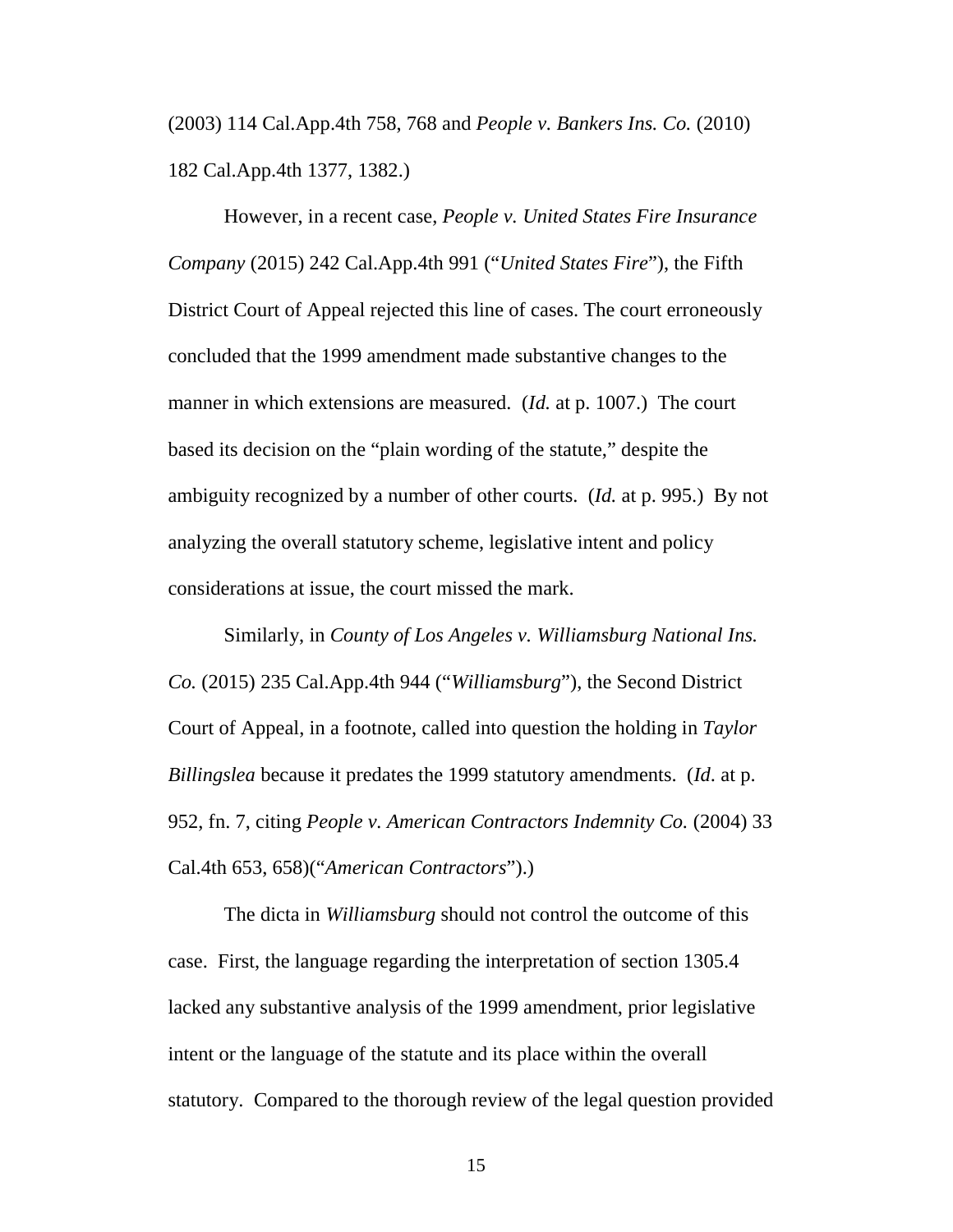(2003) 114 Cal.App.4th 758, 768 and *People v. Bankers Ins. Co.* (2010) 182 Cal.App.4th 1377, 1382.)

However, in a recent case, *People v. United States Fire Insurance Company* (2015) 242 Cal.App.4th 991 ("*United States Fire*"), the Fifth District Court of Appeal rejected this line of cases. The court erroneously concluded that the 1999 amendment made substantive changes to the manner in which extensions are measured. (*Id.* at p. 1007.) The court based its decision on the "plain wording of the statute," despite the ambiguity recognized by a number of other courts. (*Id.* at p. 995.) By not analyzing the overall statutory scheme, legislative intent and policy considerations at issue, the court missed the mark.

Similarly, in *County of Los Angeles v. Williamsburg National Ins. Co.* (2015) 235 Cal.App.4th 944 ("*Williamsburg*"), the Second District Court of Appeal, in a footnote, called into question the holding in *Taylor Billingslea* because it predates the 1999 statutory amendments. (*Id*. at p. 952, fn. 7, citing *People v. American Contractors Indemnity Co.* (2004) 33 Cal.4th 653, 658)("*American Contractors*").)

The dicta in *Williamsburg* should not control the outcome of this case. First, the language regarding the interpretation of section 1305.4 lacked any substantive analysis of the 1999 amendment, prior legislative intent or the language of the statute and its place within the overall statutory. Compared to the thorough review of the legal question provided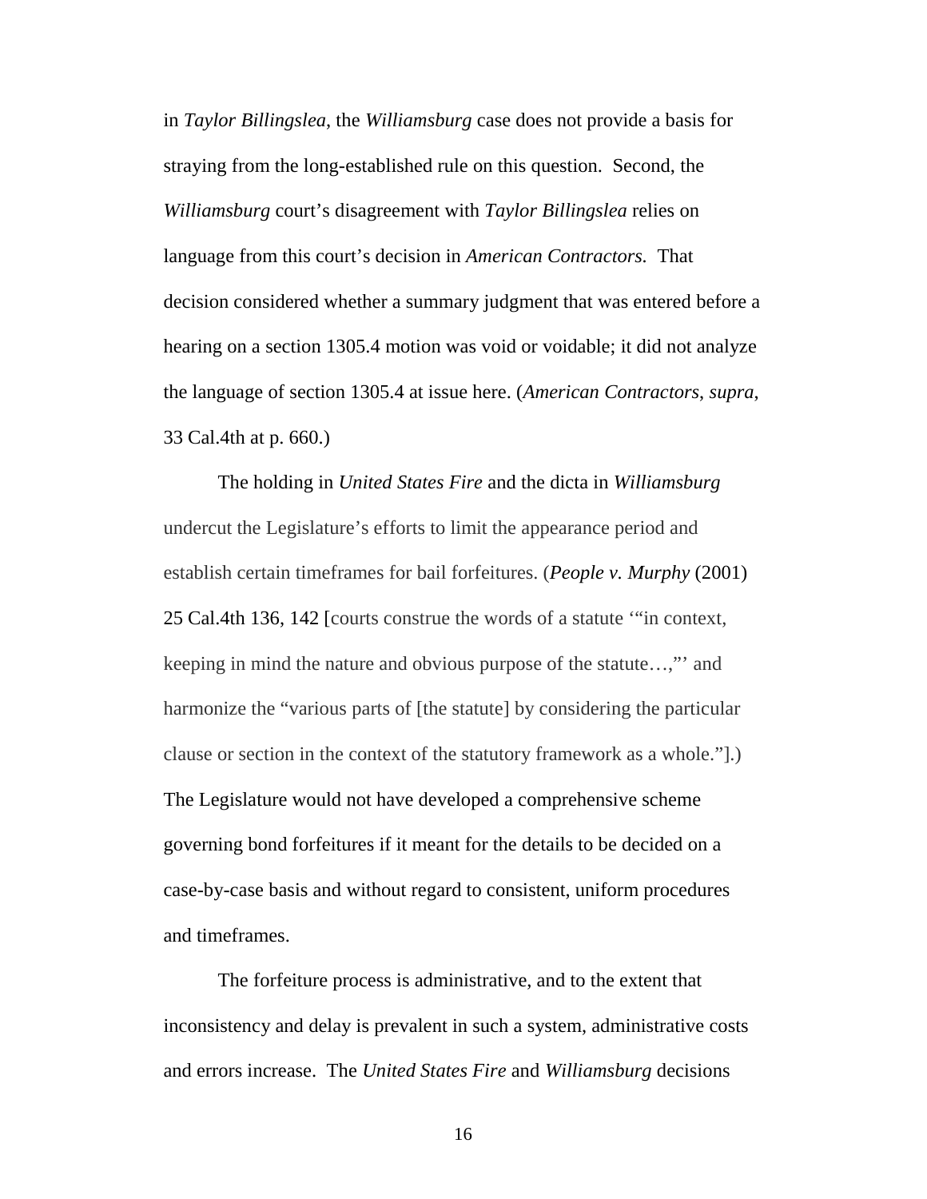in *Taylor Billingslea*, the *Williamsburg* case does not provide a basis for straying from the long-established rule on this question. Second, the *Williamsburg* court's disagreement with *Taylor Billingslea* relies on language from this court's decision in *American Contractors.* That decision considered whether a summary judgment that was entered before a hearing on a section 1305.4 motion was void or voidable; it did not analyze the language of section 1305.4 at issue here. (*American Contractors*, *supra*, 33 Cal.4th at p. 660.)

The holding in *United States Fire* and the dicta in *Williamsburg* undercut the Legislature's efforts to limit the appearance period and establish certain timeframes for bail forfeitures. (*People v. Murphy* (2001) 25 Cal.4th 136, 142 [courts construe the words of a statute '"in context, keeping in mind the nature and obvious purpose of the statute…,"' and harmonize the "various parts of [the statute] by considering the particular clause or section in the context of the statutory framework as a whole."].) The Legislature would not have developed a comprehensive scheme governing bond forfeitures if it meant for the details to be decided on a case-by-case basis and without regard to consistent, uniform procedures and timeframes.

The forfeiture process is administrative, and to the extent that inconsistency and delay is prevalent in such a system, administrative costs and errors increase. The *United States Fire* and *Williamsburg* decisions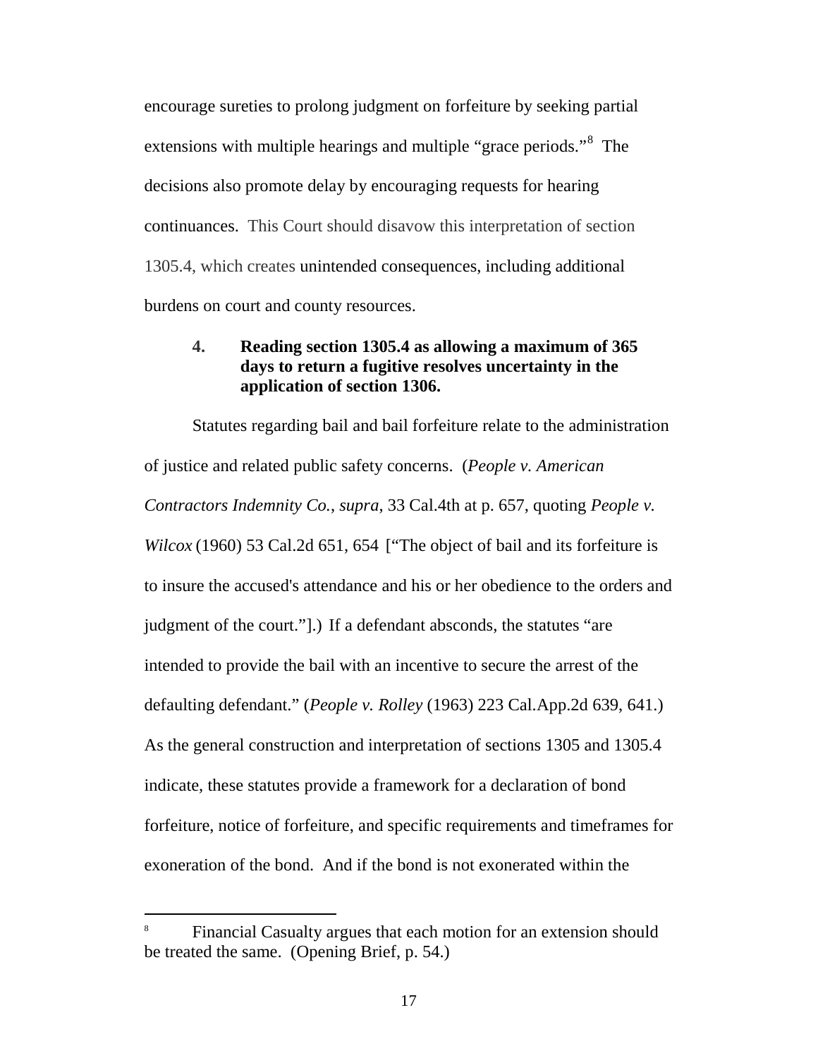encourage sureties to prolong judgment on forfeiture by seeking partial extensions with multiple hearings and multiple "grace periods."[8] The decisions also promote delay by encouraging requests for hearing continuances. This Court should disavow this interpretation of section 1305.4, which creates unintended consequences, including additional burdens on court and county resources.

**4. Reading section 1305.4 as allowing a maximum of 365 days to return a fugitive resolves uncertainty in the application of section 1306.**

Statutes regarding bail and bail forfeiture relate to the administration of justice and related public safety concerns. (*People v. American Contractors Indemnity Co.*, *supra*, 33 Cal.4th at p. 657, quoting *People v. Wilcox* (1960) 53 Cal.2d 651, 654 ["The object of bail and its forfeiture is to insure the accused's attendance and his or her obedience to the orders and judgment of the court."].) If a defendant absconds, the statutes "are intended to provide the bail with an incentive to secure the arrest of the defaulting defendant." (*People v. Rolley* (1963) 223 Cal.App.2d 639, 641.) As the general construction and interpretation of sections 1305 and 1305.4 indicate, these statutes provide a framework for a declaration of bond forfeiture, notice of forfeiture, and specific requirements and timeframes for exoneration of the bond. And if the bond is not exonerated within the

---

[8] Financial Casualty argues that each motion for an extension should be treated the same. (Opening Brief, p. 54.)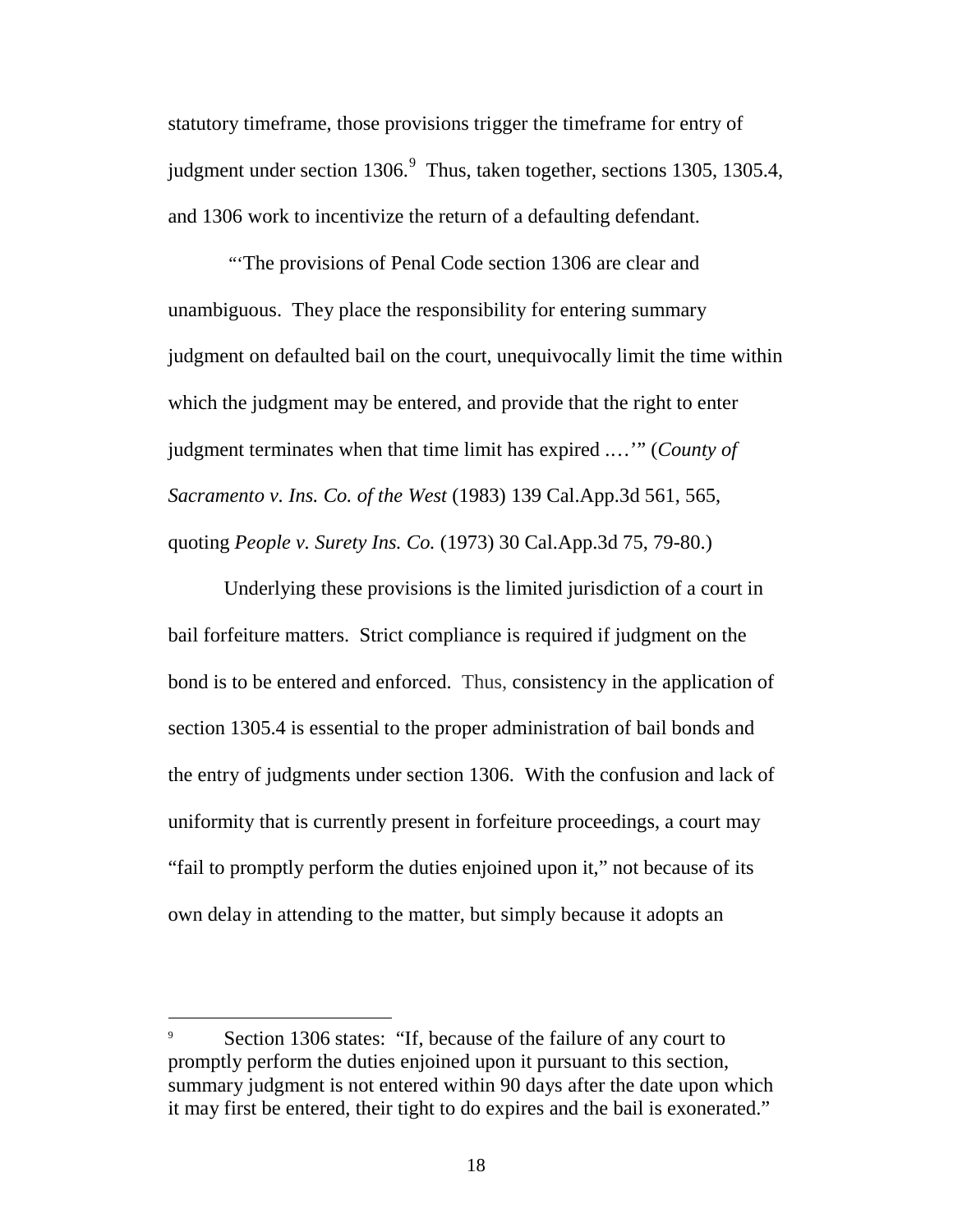statutory timeframe, those provisions trigger the timeframe for entry of judgment under section 1306.[9] Thus, taken together, sections 1305, 1305.4, and 1306 work to incentivize the return of a defaulting defendant.

"'The provisions of Penal Code section 1306 are clear and unambiguous. They place the responsibility for entering summary judgment on defaulted bail on the court, unequivocally limit the time within which the judgment may be entered, and provide that the right to enter judgment terminates when that time limit has expired .…'" (*County of Sacramento v. Ins. Co. of the West* (1983) 139 Cal.App.3d 561, 565, quoting *People v. Surety Ins. Co.* (1973) 30 Cal.App.3d 75, 79-80.)

Underlying these provisions is the limited jurisdiction of a court in bail forfeiture matters. Strict compliance is required if judgment on the bond is to be entered and enforced. Thus, consistency in the application of section 1305.4 is essential to the proper administration of bail bonds and the entry of judgments under section 1306. With the confusion and lack of uniformity that is currently present in forfeiture proceedings, a court may "fail to promptly perform the duties enjoined upon it," not because of its own delay in attending to the matter, but simply because it adopts an

---

[9] Section 1306 states: "If, because of the failure of any court to promptly perform the duties enjoined upon it pursuant to this section, summary judgment is not entered within 90 days after the date upon which it may first be entered, their tight to do expires and the bail is exonerated."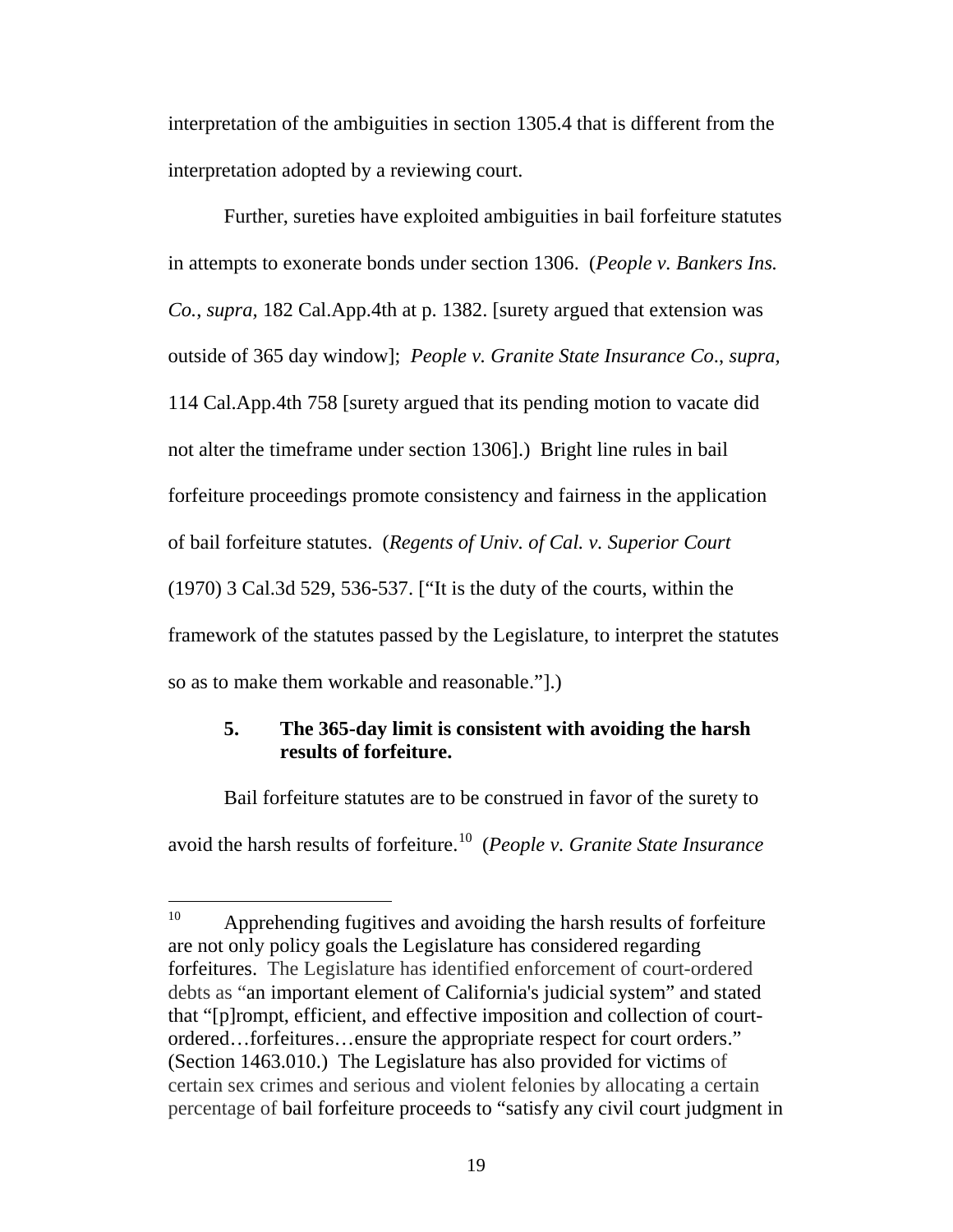interpretation of the ambiguities in section 1305.4 that is different from the interpretation adopted by a reviewing court.

Further, sureties have exploited ambiguities in bail forfeiture statutes in attempts to exonerate bonds under section 1306. (*People v. Bankers Ins. Co.*, *supra*, 182 Cal.App.4th at p. 1382. [surety argued that extension was outside of 365 day window]; *People v. Granite State Insurance Co.*, *supra,* 114 Cal.App.4th 758 [surety argued that its pending motion to vacate did not alter the timeframe under section 1306].) Bright line rules in bail forfeiture proceedings promote consistency and fairness in the application of bail forfeiture statutes. (*Regents of Univ. of Cal. v. Superior Court* (1970) 3 Cal.3d 529, 536-537. ["It is the duty of the courts, within the framework of the statutes passed by the Legislature, to interpret the statutes so as to make them workable and reasonable."].)

**5. The 365-day limit is consistent with avoiding the harsh results of forfeiture.**

Bail forfeiture statutes are to be construed in favor of the surety to avoid the harsh results of forfeiture.[10] (*People v. Granite State Insurance*

---

[10] Apprehending fugitives and avoiding the harsh results of forfeiture are not only policy goals the Legislature has considered regarding forfeitures. The Legislature has identified enforcement of court-ordered debts as "an important element of California's judicial system" and stated that "[p]rompt, efficient, and effective imposition and collection of court-ordered…forfeitures…ensure the appropriate respect for court orders." (Section 1463.010.) The Legislature has also provided for victims of certain sex crimes and serious and violent felonies by allocating a certain percentage of bail forfeiture proceeds to "satisfy any civil court judgment in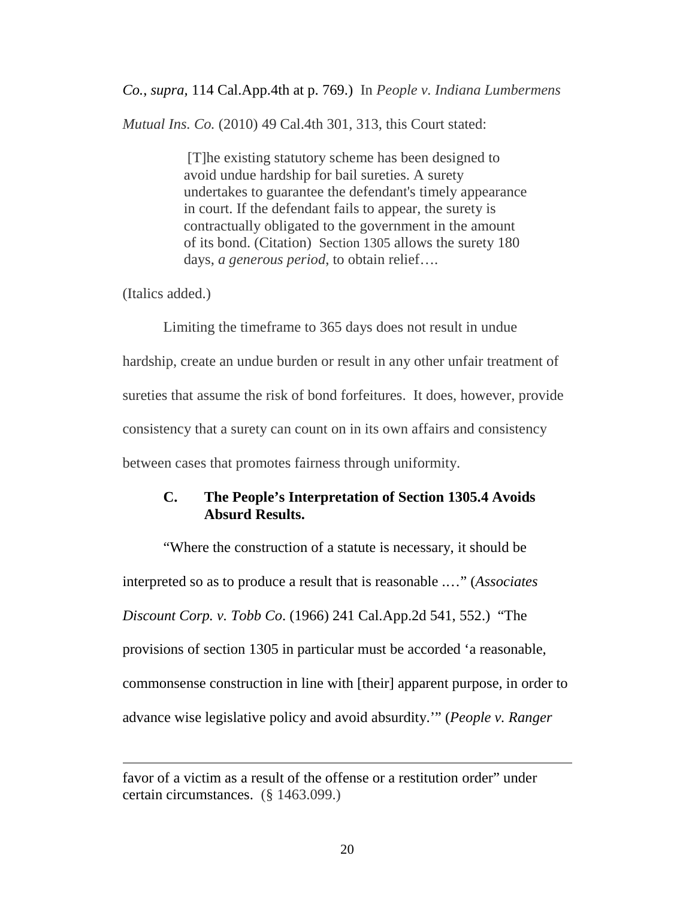*Co.*, *supra*, 114 Cal.App.4th at p. 769.) In *People v. Indiana Lumbermens Mutual Ins. Co.* (2010) 49 Cal.4th 301, 313, this Court stated:

> [T]he existing statutory scheme has been designed to avoid undue hardship for bail sureties. A surety undertakes to guarantee the defendant's timely appearance in court. If the defendant fails to appear, the surety is contractually obligated to the government in the amount of its bond. (Citation) Section 1305 allows the surety 180 days, *a generous period*, to obtain relief….

(Italics added.)

Limiting the timeframe to 365 days does not result in undue hardship, create an undue burden or result in any other unfair treatment of sureties that assume the risk of bond forfeitures. It does, however, provide consistency that a surety can count on in its own affairs and consistency between cases that promotes fairness through uniformity.

### C. The People's Interpretation of Section 1305.4 Avoids Absurd Results.

"Where the construction of a statute is necessary, it should be interpreted so as to produce a result that is reasonable .…" (*Associates Discount Corp. v. Tobb Co*. (1966) 241 Cal.App.2d 541, 552.) "The provisions of section 1305 in particular must be accorded 'a reasonable, commonsense construction in line with [their] apparent purpose, in order to advance wise legislative policy and avoid absurdity.'" (*People v. Ranger*

---

favor of a victim as a result of the offense or a restitution order" under certain circumstances. (§ 1463.099.)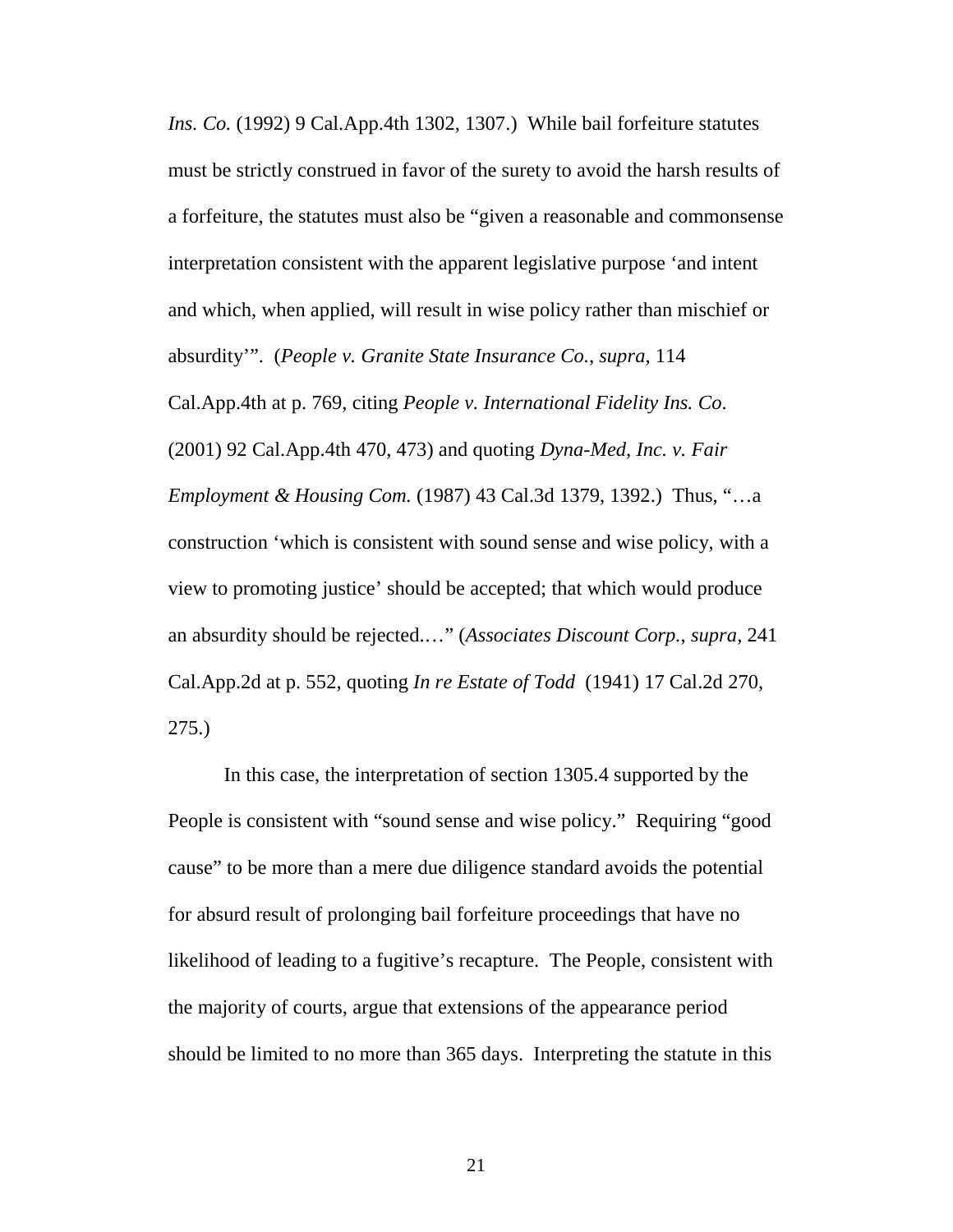*Ins. Co.* (1992) 9 Cal.App.4th 1302, 1307.) While bail forfeiture statutes must be strictly construed in favor of the surety to avoid the harsh results of a forfeiture, the statutes must also be "given a reasonable and commonsense interpretation consistent with the apparent legislative purpose 'and intent and which, when applied, will result in wise policy rather than mischief or absurdity'". (*People v. Granite State Insurance Co.*, *supra*, 114 Cal.App.4th at p. 769, citing *People v. International Fidelity Ins. Co*. (2001) 92 Cal.App.4th 470, 473) and quoting *Dyna-Med, Inc. v. Fair Employment & Housing Com.* (1987) 43 Cal.3d 1379, 1392.) Thus, "…a construction 'which is consistent with sound sense and wise policy, with a view to promoting justice' should be accepted; that which would produce an absurdity should be rejected.…" (*Associates Discount Corp.*, *supra*, 241 Cal.App.2d at p. 552, quoting *In re Estate of Todd* (1941) 17 Cal.2d 270, 275.)

In this case, the interpretation of section 1305.4 supported by the People is consistent with "sound sense and wise policy." Requiring "good cause" to be more than a mere due diligence standard avoids the potential for absurd result of prolonging bail forfeiture proceedings that have no likelihood of leading to a fugitive's recapture. The People, consistent with the majority of courts, argue that extensions of the appearance period should be limited to no more than 365 days. Interpreting the statute in this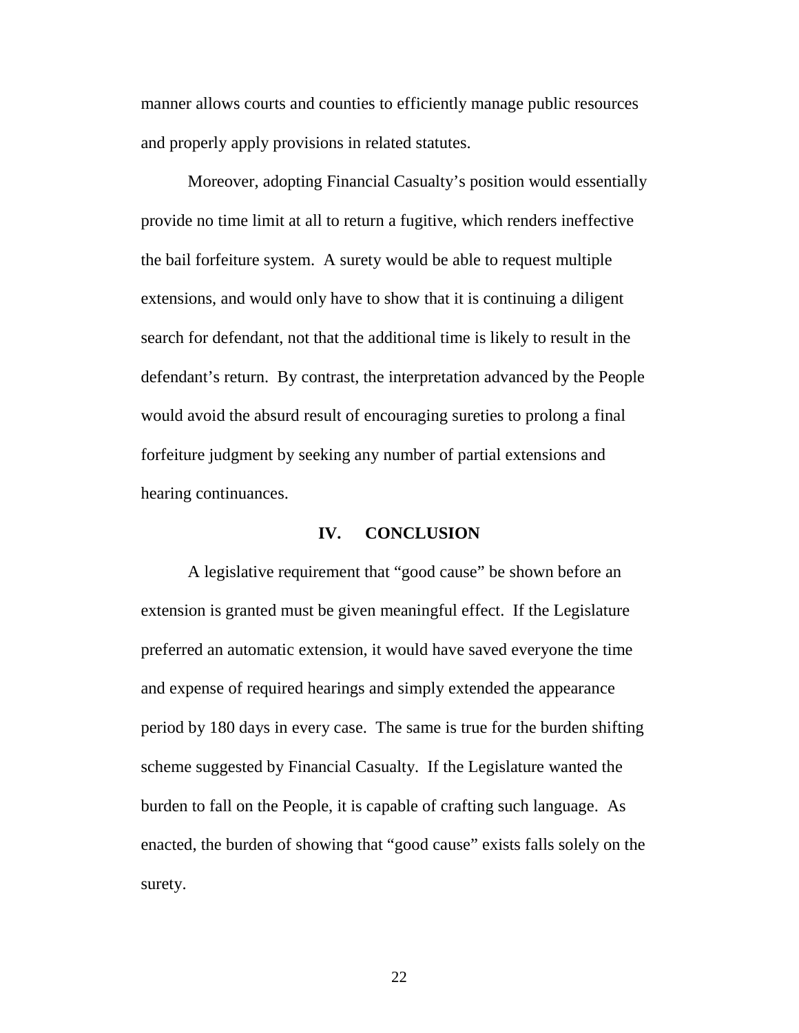manner allows courts and counties to efficiently manage public resources and properly apply provisions in related statutes.

Moreover, adopting Financial Casualty's position would essentially provide no time limit at all to return a fugitive, which renders ineffective the bail forfeiture system. A surety would be able to request multiple extensions, and would only have to show that it is continuing a diligent search for defendant, not that the additional time is likely to result in the defendant's return. By contrast, the interpretation advanced by the People would avoid the absurd result of encouraging sureties to prolong a final forfeiture judgment by seeking any number of partial extensions and hearing continuances.

## IV. CONCLUSION

A legislative requirement that "good cause" be shown before an extension is granted must be given meaningful effect. If the Legislature preferred an automatic extension, it would have saved everyone the time and expense of required hearings and simply extended the appearance period by 180 days in every case. The same is true for the burden shifting scheme suggested by Financial Casualty. If the Legislature wanted the burden to fall on the People, it is capable of crafting such language. As enacted, the burden of showing that "good cause" exists falls solely on the surety.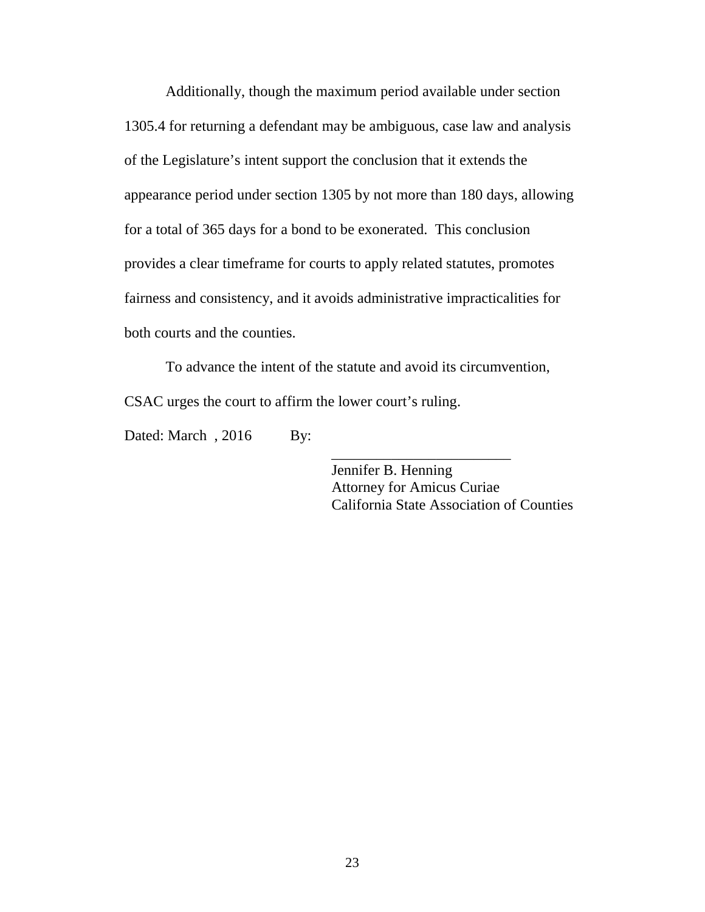Additionally, though the maximum period available under section 1305.4 for returning a defendant may be ambiguous, case law and analysis of the Legislature's intent support the conclusion that it extends the appearance period under section 1305 by not more than 180 days, allowing for a total of 365 days for a bond to be exonerated. This conclusion provides a clear timeframe for courts to apply related statutes, promotes fairness and consistency, and it avoids administrative impracticalities for both courts and the counties.

To advance the intent of the statute and avoid its circumvention, CSAC urges the court to affirm the lower court's ruling.

Dated: March , 2016 By:

\_\_\_\_\_\_\_\_\_\_\_\_\_\_\_\_\_\_\_\_\_\_\_\_\_\_

Jennifer B. Henning
Attorney for Amicus Curiae
California State Association of Counties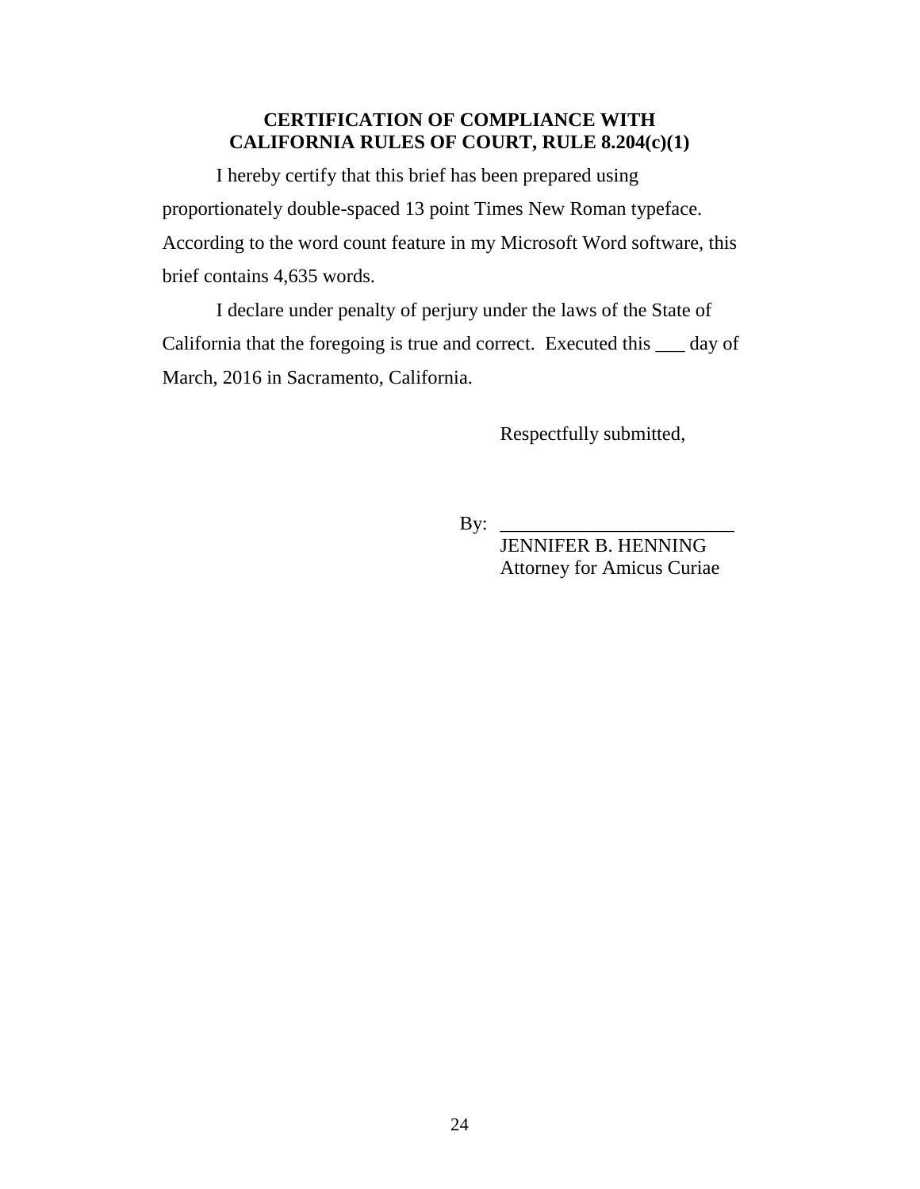## CERTIFICATION OF COMPLIANCE WITH CALIFORNIA RULES OF COURT, RULE 8.204(c)(1)

I hereby certify that this brief has been prepared using proportionately double-spaced 13 point Times New Roman typeface. According to the word count feature in my Microsoft Word software, this brief contains 4,635 words.

I declare under penalty of perjury under the laws of the State of California that the foregoing is true and correct. Executed this ___ day of March, 2016 in Sacramento, California.

Respectfully submitted,

By: ________________________

JENNIFER B. HENNING
Attorney for Amicus Curiae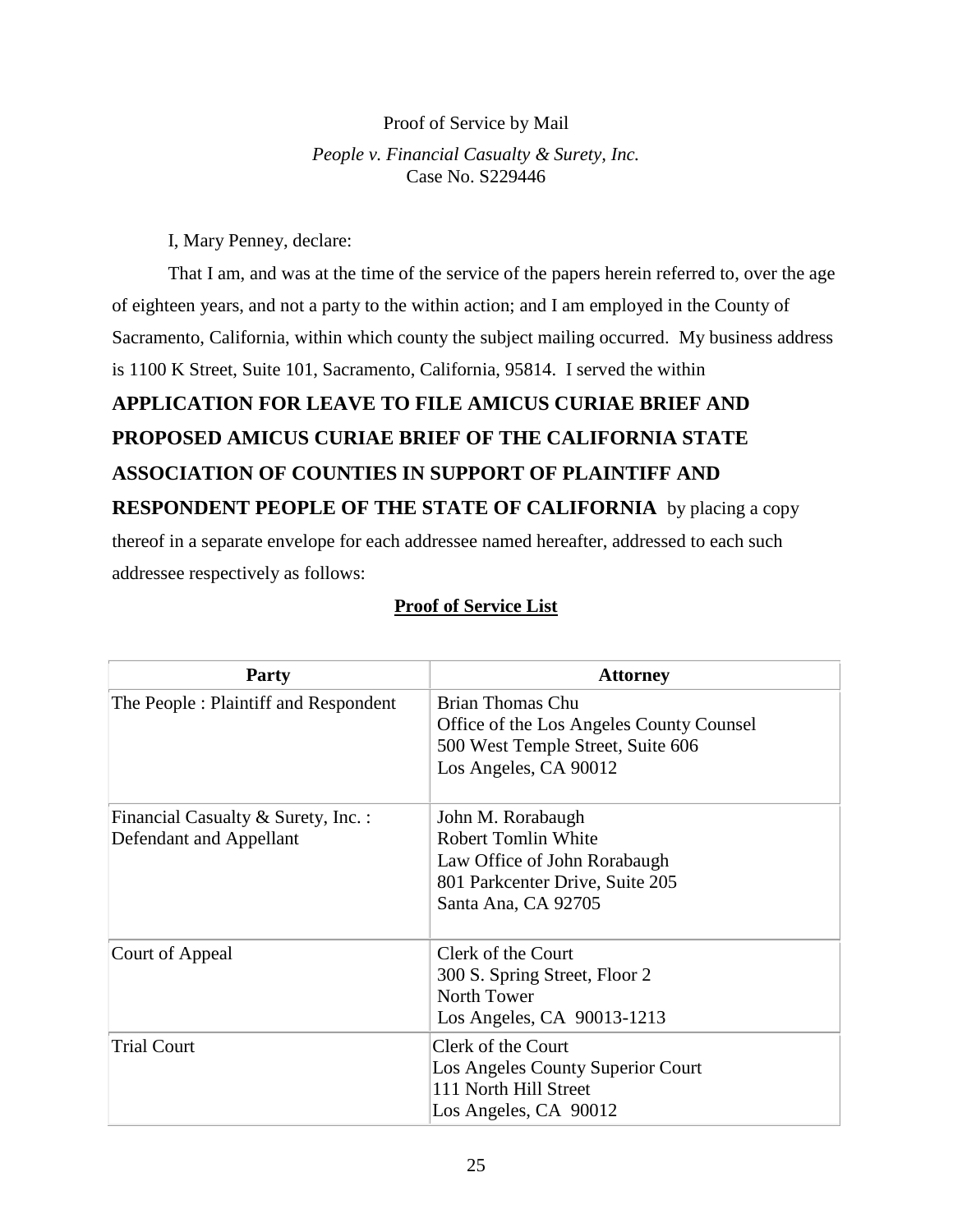Proof of Service by Mail

*People v. Financial Casualty & Surety, Inc.*

Case No. S229446

I, Mary Penney, declare:

That I am, and was at the time of the service of the papers herein referred to, over the age of eighteen years, and not a party to the within action; and I am employed in the County of Sacramento, California, within which county the subject mailing occurred. My business address is 1100 K Street, Suite 101, Sacramento, California, 95814. I served the within **APPLICATION FOR LEAVE TO FILE AMICUS CURIAE BRIEF AND PROPOSED AMICUS CURIAE BRIEF OF THE CALIFORNIA STATE ASSOCIATION OF COUNTIES IN SUPPORT OF PLAINTIFF AND RESPONDENT PEOPLE OF THE STATE OF CALIFORNIA** by placing a copy thereof in a separate envelope for each addressee named hereafter, addressed to each such addressee respectively as follows:

**Proof of Service List**

| Party | Attorney |
|---|---|
| The People : Plaintiff and Respondent | Brian Thomas Chu<br>Office of the Los Angeles County Counsel<br>500 West Temple Street, Suite 606<br>Los Angeles, CA 90012 |
| Financial Casualty & Surety, Inc. : Defendant and Appellant | John M. Rorabaugh<br>Robert Tomlin White<br>Law Office of John Rorabaugh<br>801 Parkcenter Drive, Suite 205<br>Santa Ana, CA 92705 |
| Court of Appeal | Clerk of the Court<br>300 S. Spring Street, Floor 2<br>North Tower<br>Los Angeles, CA 90013-1213 |
| Trial Court | Clerk of the Court<br>Los Angeles County Superior Court<br>111 North Hill Street<br>Los Angeles, CA 90012 |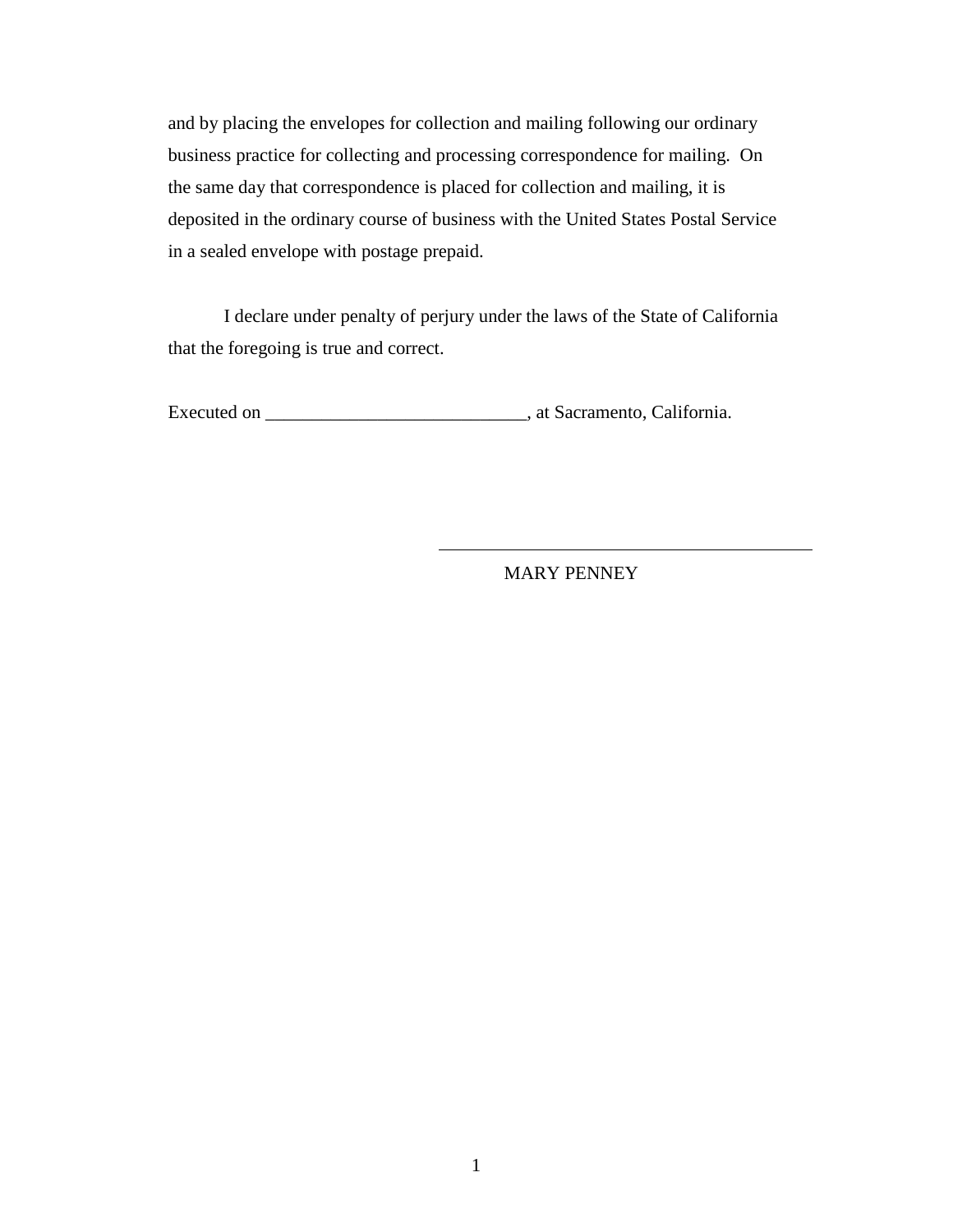and by placing the envelopes for collection and mailing following our ordinary business practice for collecting and processing correspondence for mailing. On the same day that correspondence is placed for collection and mailing, it is deposited in the ordinary course of business with the United States Postal Service in a sealed envelope with postage prepaid.

I declare under penalty of perjury under the laws of the State of California that the foregoing is true and correct.

Executed on ____________________________, at Sacramento, California.

\_\_\_\_\_\_\_\_\_\_\_\_\_\_\_\_\_\_\_\_\_\_\_\_\_\_\_\_\_\_\_\_\_\_\_\_\_\_\_\_

MARY PENNEY